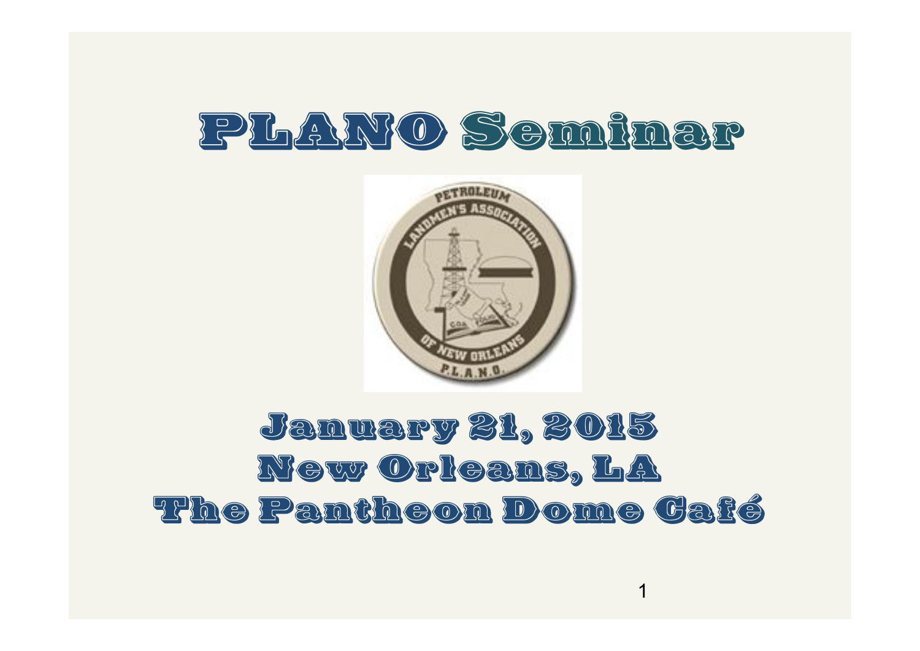# PLANO Seminar

January 21, 2015
New Orleans, LA
The Pantheon Dome Café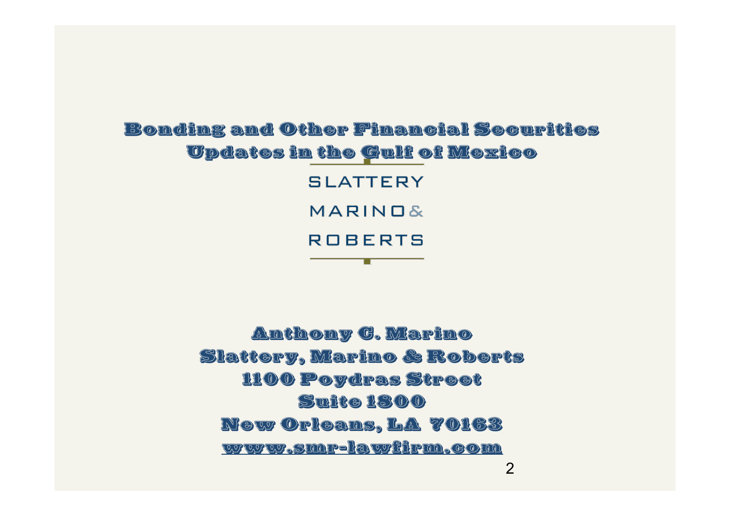# Bonding and Other Financial Securities Updates in the Gulf of Mexico

SLATTERY

MARINO &

ROBERTS

Anthony C. Marino

Slattery, Marino & Roberts

1100 Poydras Street

Suite 1800

New Orleans, LA 70163

www.smr-lawfirm.com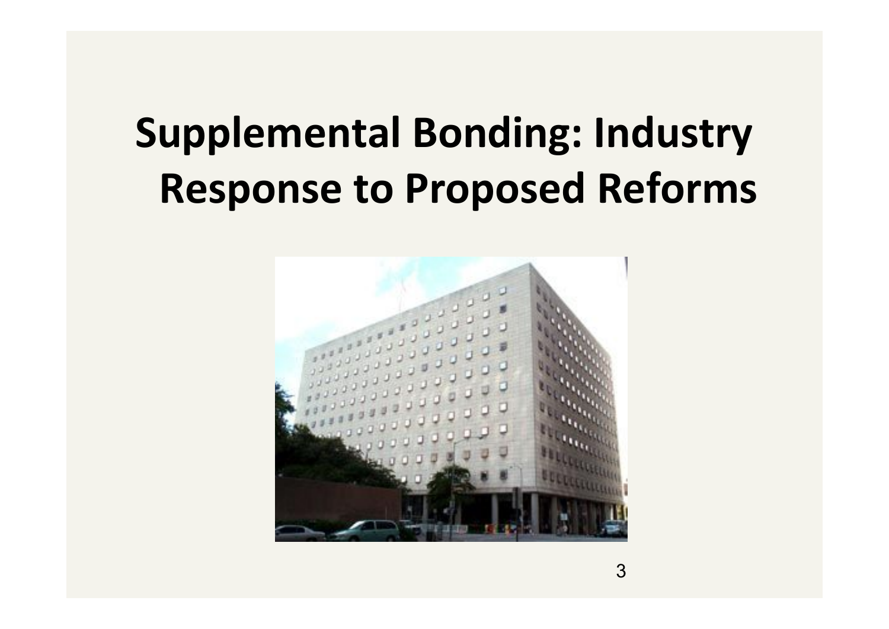# Supplemental Bonding: Industry Response to Proposed Reforms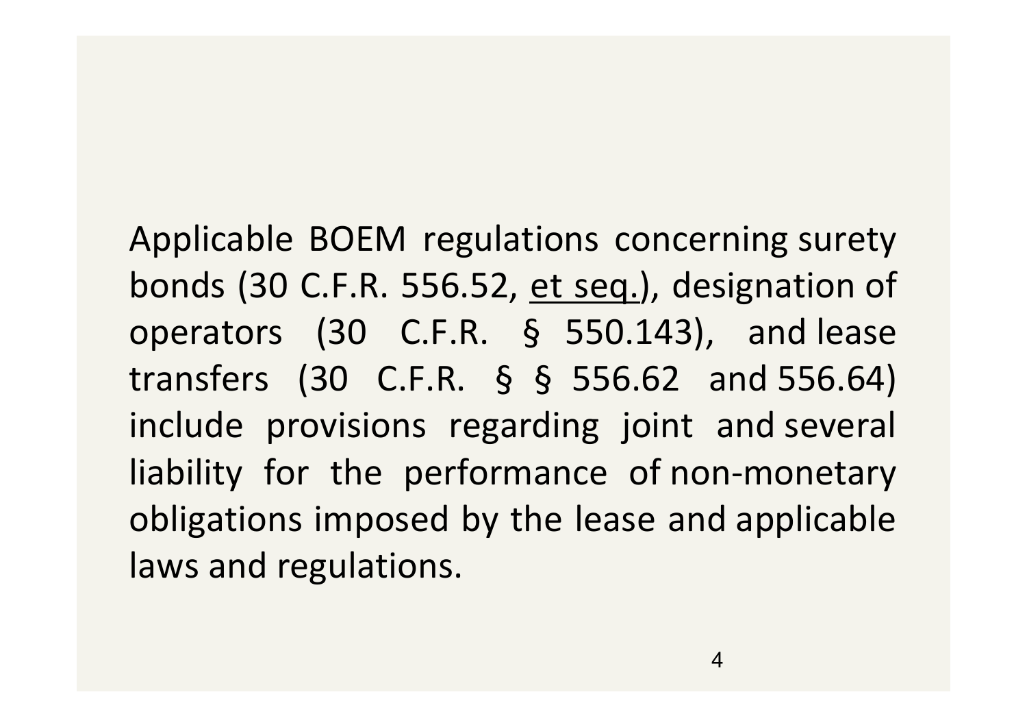Applicable BOEM regulations concerning surety bonds (30 C.F.R. 556.52, et seq.), designation of operators (30 C.F.R. § 550.143), and lease transfers (30 C.F.R. § § 556.62 and 556.64) include provisions regarding joint and several liability for the performance of non-monetary obligations imposed by the lease and applicable laws and regulations.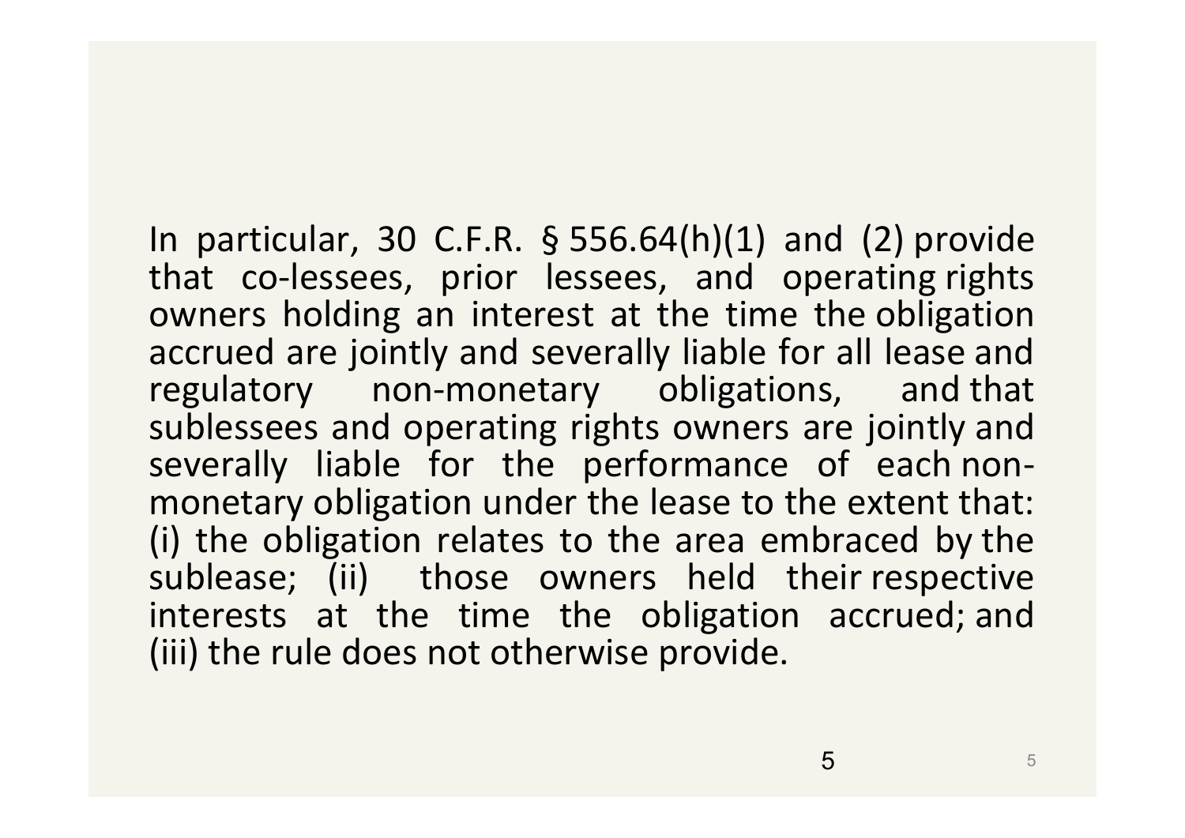In particular, 30 C.F.R. § 556.64(h)(1) and (2) provide that co-lessees, prior lessees, and operating rights owners holding an interest at the time the obligation accrued are jointly and severally liable for all lease and regulatory non-monetary obligations, and that sublessees and operating rights owners are jointly and severally liable for the performance of each non-monetary obligation under the lease to the extent that: (i) the obligation relates to the area embraced by the sublease; (ii) those owners held their respective interests at the time the obligation accrued; and (iii) the rule does not otherwise provide.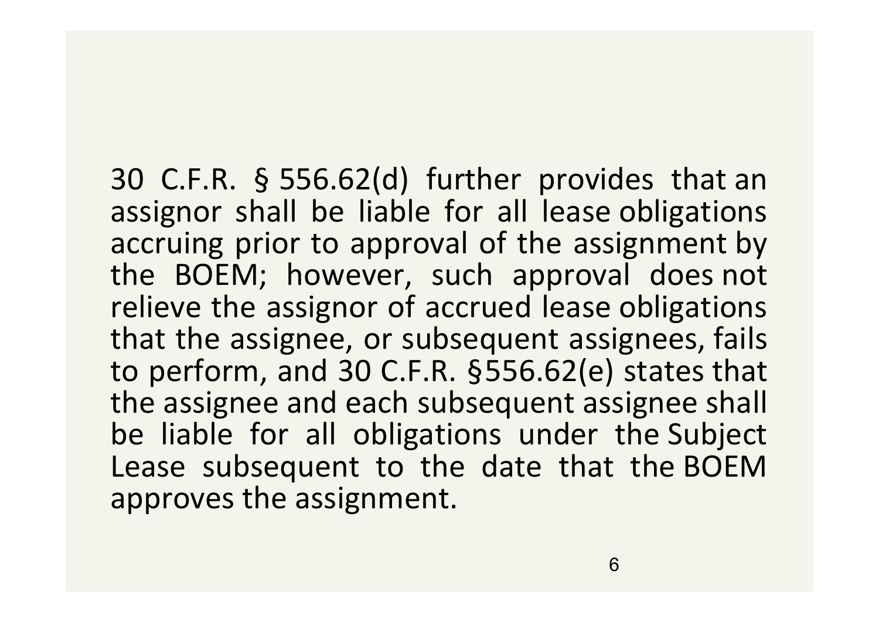30 C.F.R. § 556.62(d) further provides that an assignor shall be liable for all lease obligations accruing prior to approval of the assignment by the BOEM; however, such approval does not relieve the assignor of accrued lease obligations that the assignee, or subsequent assignees, fails to perform, and 30 C.F.R. §556.62(e) states that the assignee and each subsequent assignee shall be liable for all obligations under the Subject Lease subsequent to the date that the BOEM approves the assignment.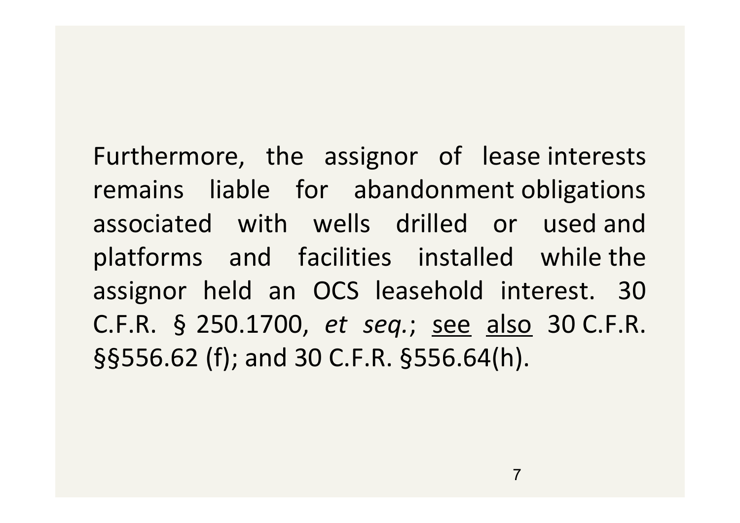Furthermore, the assignor of lease interests remains liable for abandonment obligations associated with wells drilled or used and platforms and facilities installed while the assignor held an OCS leasehold interest. 30 C.F.R. § 250.1700, *et seq.*; <u>see</u> <u>also</u> 30 C.F.R. §§556.62 (f); and 30 C.F.R. §556.64(h).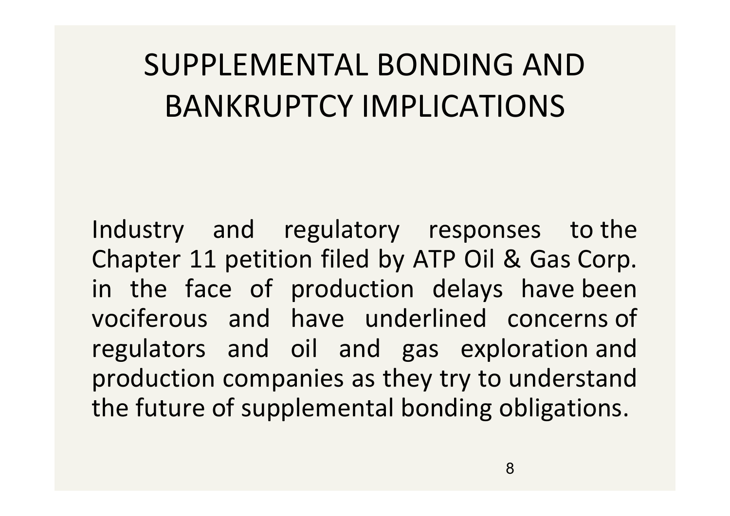# SUPPLEMENTAL BONDING AND BANKRUPTCY IMPLICATIONS

Industry and regulatory responses to the Chapter 11 petition filed by ATP Oil & Gas Corp. in the face of production delays have been vociferous and have underlined concerns of regulators and oil and gas exploration and production companies as they try to understand the future of supplemental bonding obligations.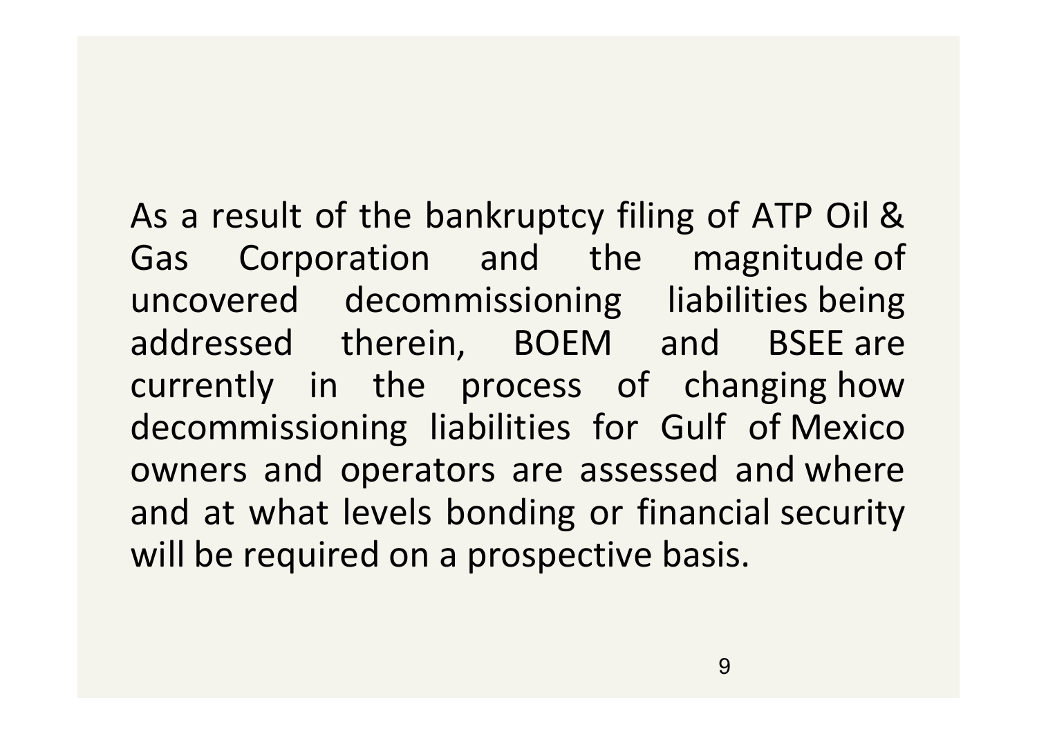As a result of the bankruptcy filing of ATP Oil & Gas Corporation and the magnitude of uncovered decommissioning liabilities being addressed therein, BOEM and BSEE are currently in the process of changing how decommissioning liabilities for Gulf of Mexico owners and operators are assessed and where and at what levels bonding or financial security will be required on a prospective basis.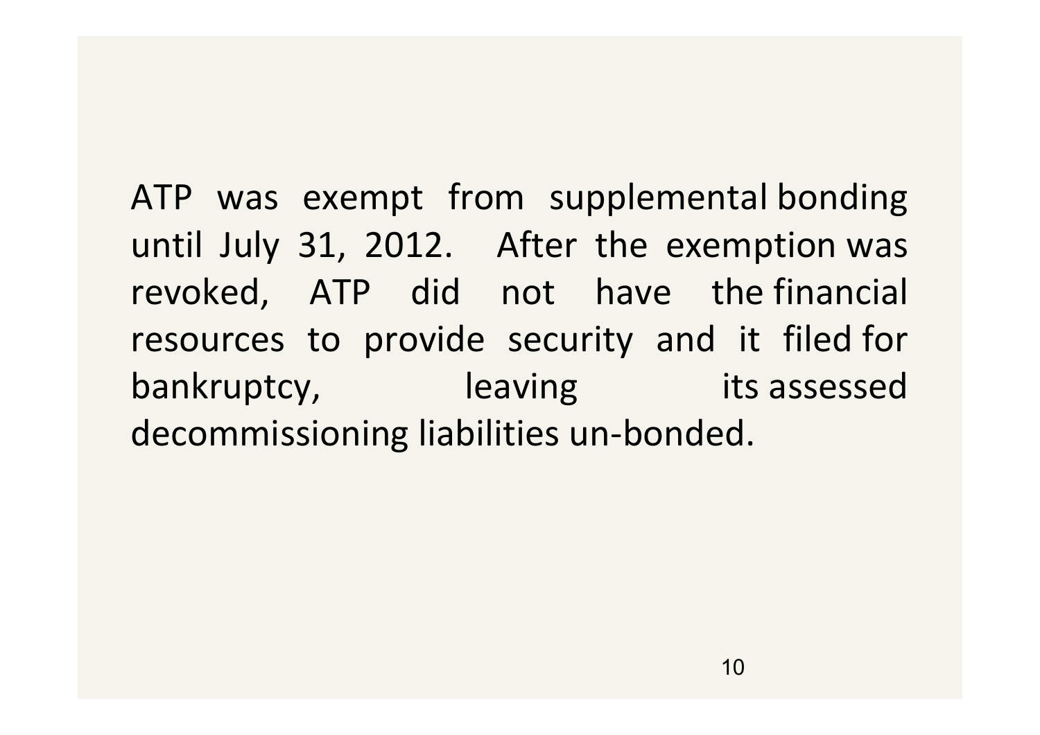ATP was exempt from supplemental bonding until July 31, 2012. After the exemption was revoked, ATP did not have the financial resources to provide security and it filed for bankruptcy, leaving its assessed decommissioning liabilities un-bonded.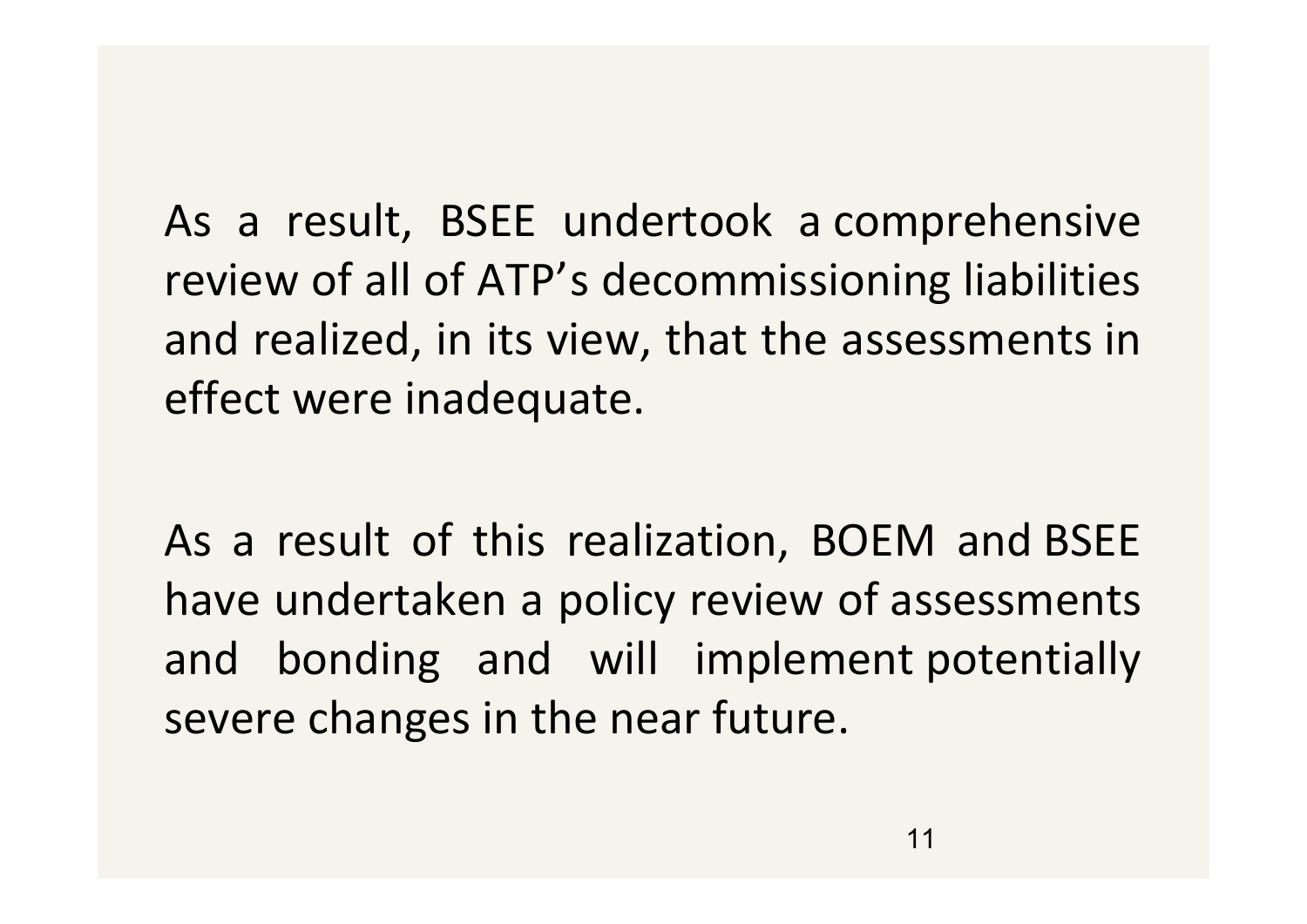As a result, BSEE undertook a comprehensive review of all of ATP's decommissioning liabilities and realized, in its view, that the assessments in effect were inadequate.

As a result of this realization, BOEM and BSEE have undertaken a policy review of assessments and bonding and will implement potentially severe changes in the near future.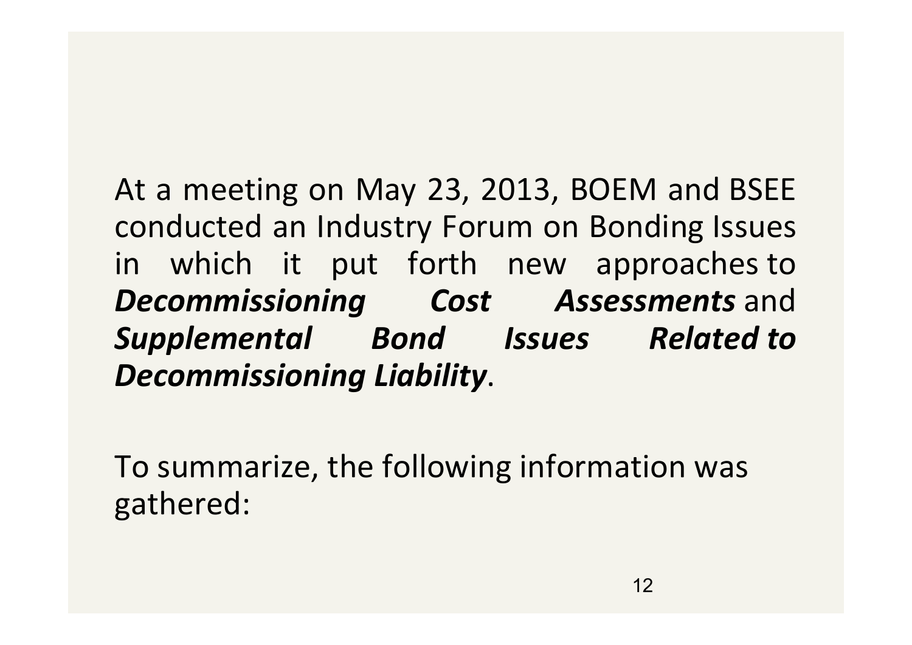At a meeting on May 23, 2013, BOEM and BSEE conducted an Industry Forum on Bonding Issues in which it put forth new approaches to ***Decommissioning Cost Assessments*** and ***Supplemental Bond Issues Related to Decommissioning Liability***.

To summarize, the following information was gathered: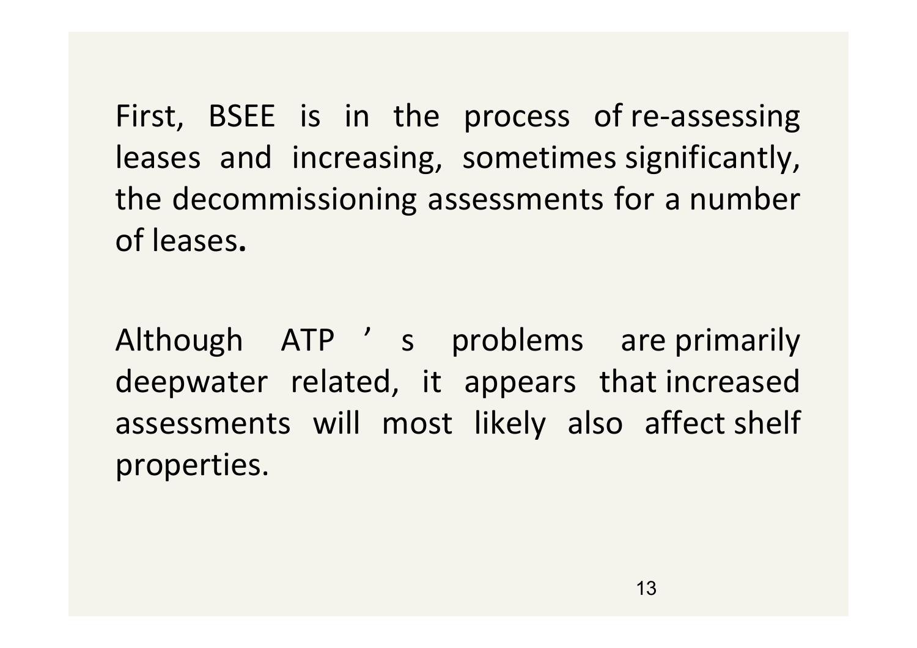First, BSEE is in the process of re-assessing leases and increasing, sometimes significantly, the decommissioning assessments for a number of leases**.**

Although ATP ’ s problems are primarily deepwater related, it appears that increased assessments will most likely also affect shelf properties.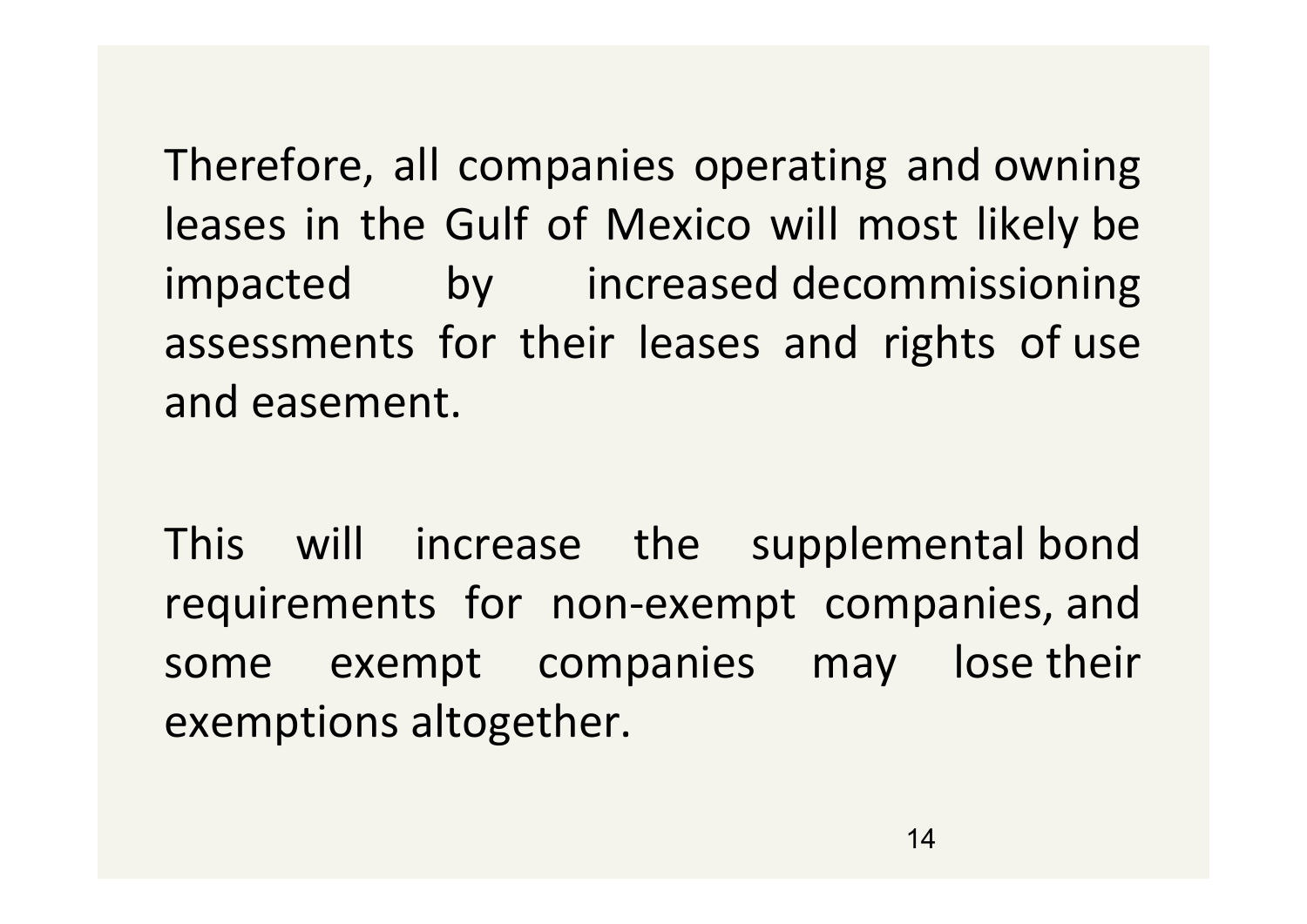Therefore, all companies operating and owning leases in the Gulf of Mexico will most likely be impacted by increased decommissioning assessments for their leases and rights of use and easement.

This will increase the supplemental bond requirements for non-exempt companies, and some exempt companies may lose their exemptions altogether.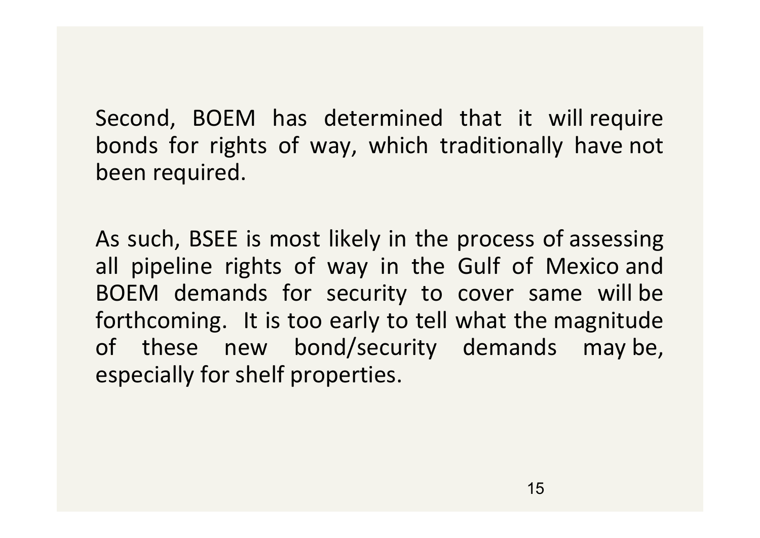Second, BOEM has determined that it will require bonds for rights of way, which traditionally have not been required.

As such, BSEE is most likely in the process of assessing all pipeline rights of way in the Gulf of Mexico and BOEM demands for security to cover same will be forthcoming. It is too early to tell what the magnitude of these new bond/security demands may be, especially for shelf properties.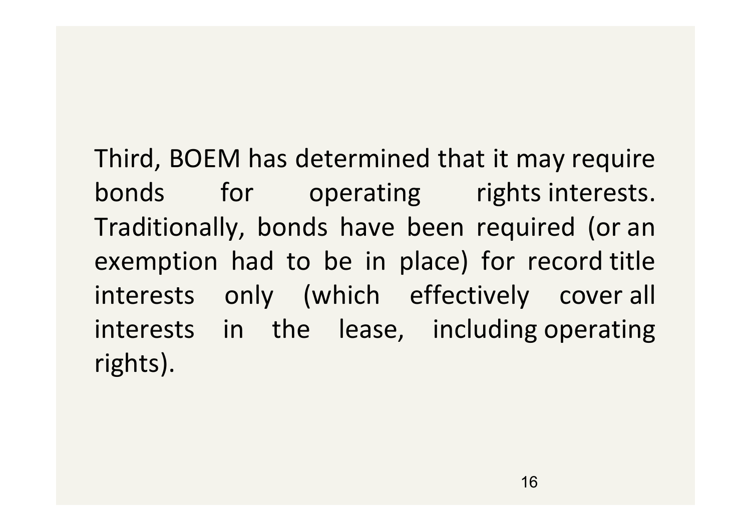Third, BOEM has determined that it may require bonds for operating rights interests. Traditionally, bonds have been required (or an exemption had to be in place) for record title interests only (which effectively cover all interests in the lease, including operating rights).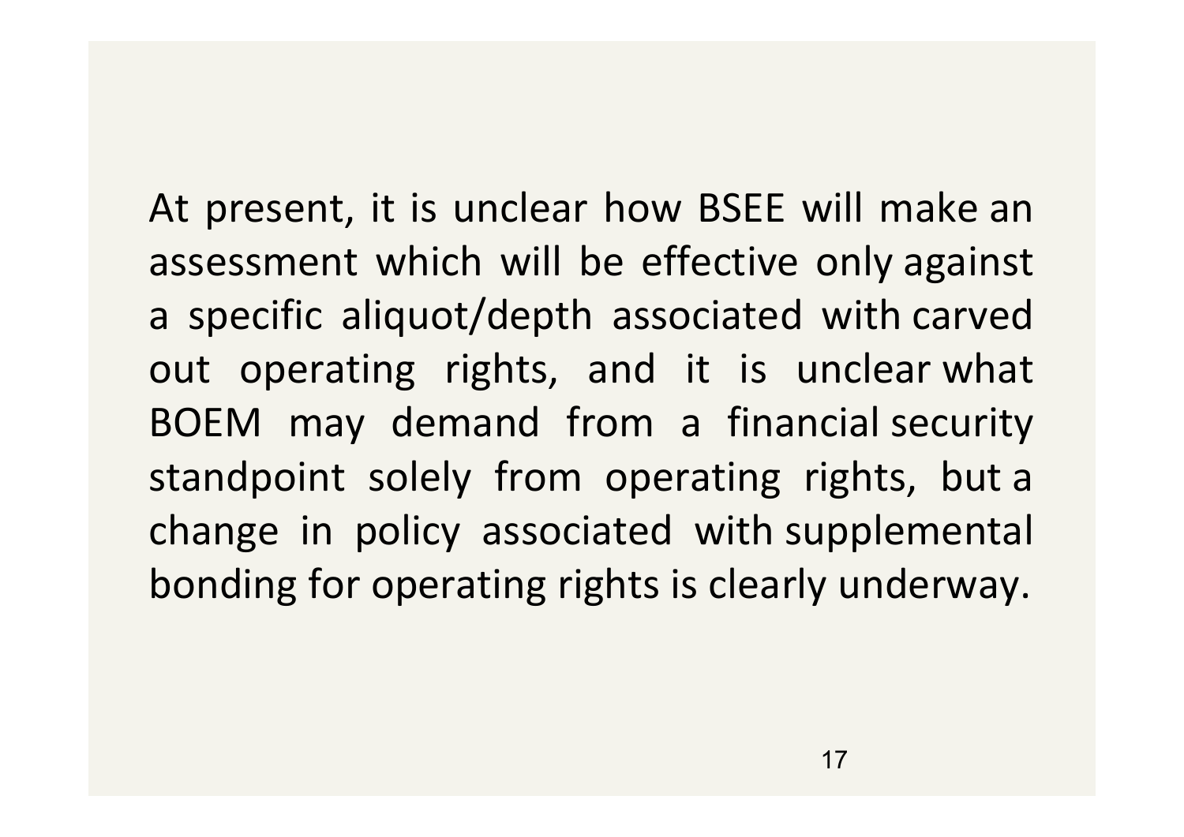At present, it is unclear how BSEE will make an assessment which will be effective only against a specific aliquot/depth associated with carved out operating rights, and it is unclear what BOEM may demand from a financial security standpoint solely from operating rights, but a change in policy associated with supplemental bonding for operating rights is clearly underway.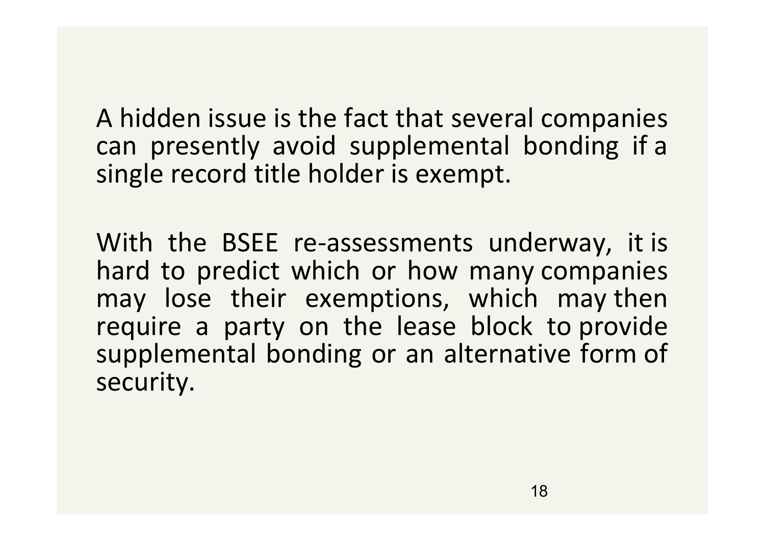A hidden issue is the fact that several companies can presently avoid supplemental bonding if a single record title holder is exempt.

With the BSEE re-assessments underway, it is hard to predict which or how many companies may lose their exemptions, which may then require a party on the lease block to provide supplemental bonding or an alternative form of security.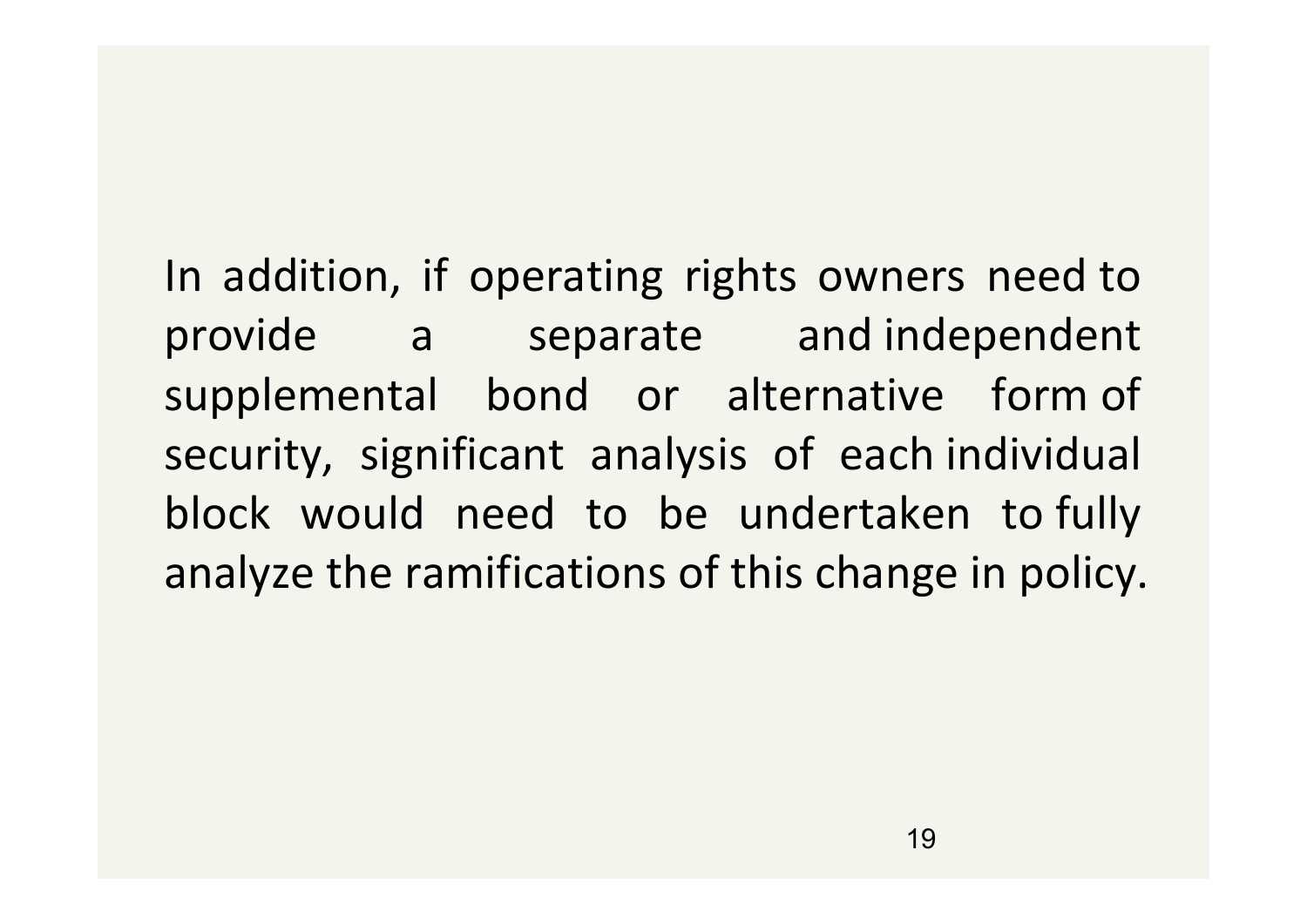In addition, if operating rights owners need to provide a separate and independent supplemental bond or alternative form of security, significant analysis of each individual block would need to be undertaken to fully analyze the ramifications of this change in policy.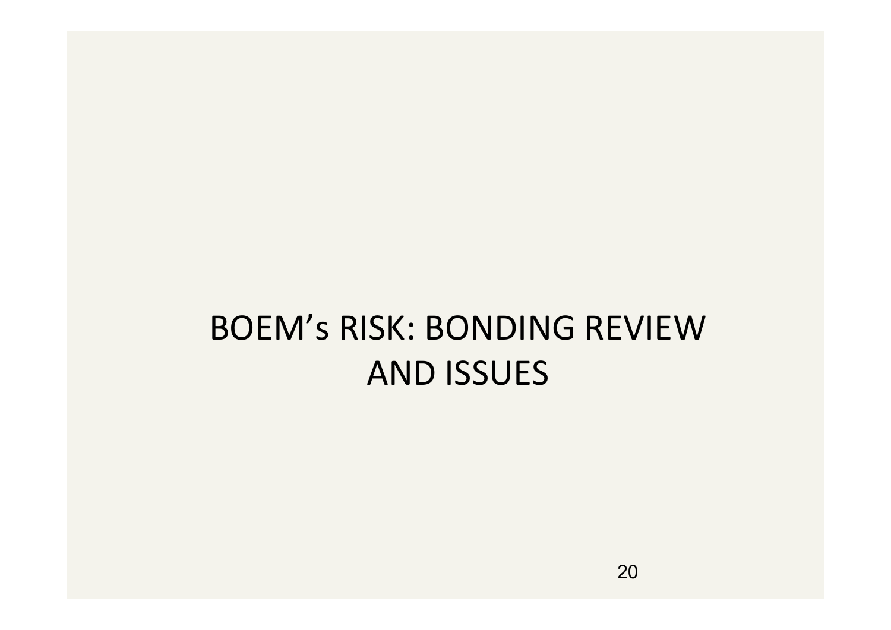# BOEM's RISK: BONDING REVIEW AND ISSUES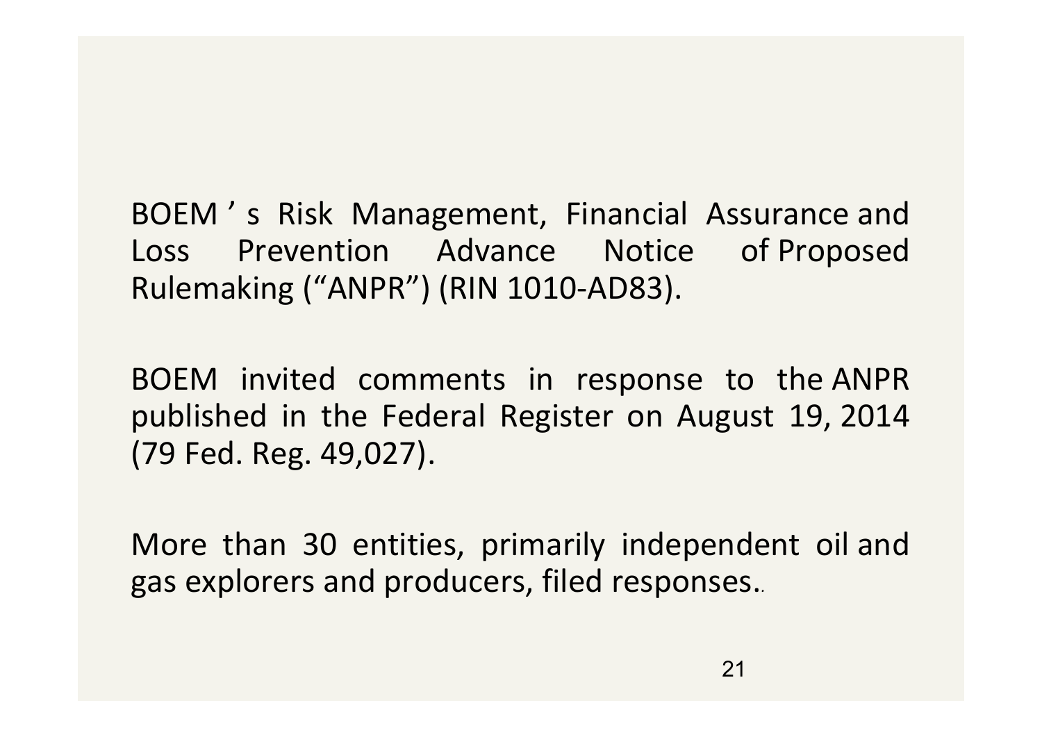BOEM's Risk Management, Financial Assurance and Loss Prevention Advance Notice of Proposed Rulemaking ("ANPR") (RIN 1010-AD83).

BOEM invited comments in response to the ANPR published in the Federal Register on August 19, 2014 (79 Fed. Reg. 49,027).

More than 30 entities, primarily independent oil and gas explorers and producers, filed responses..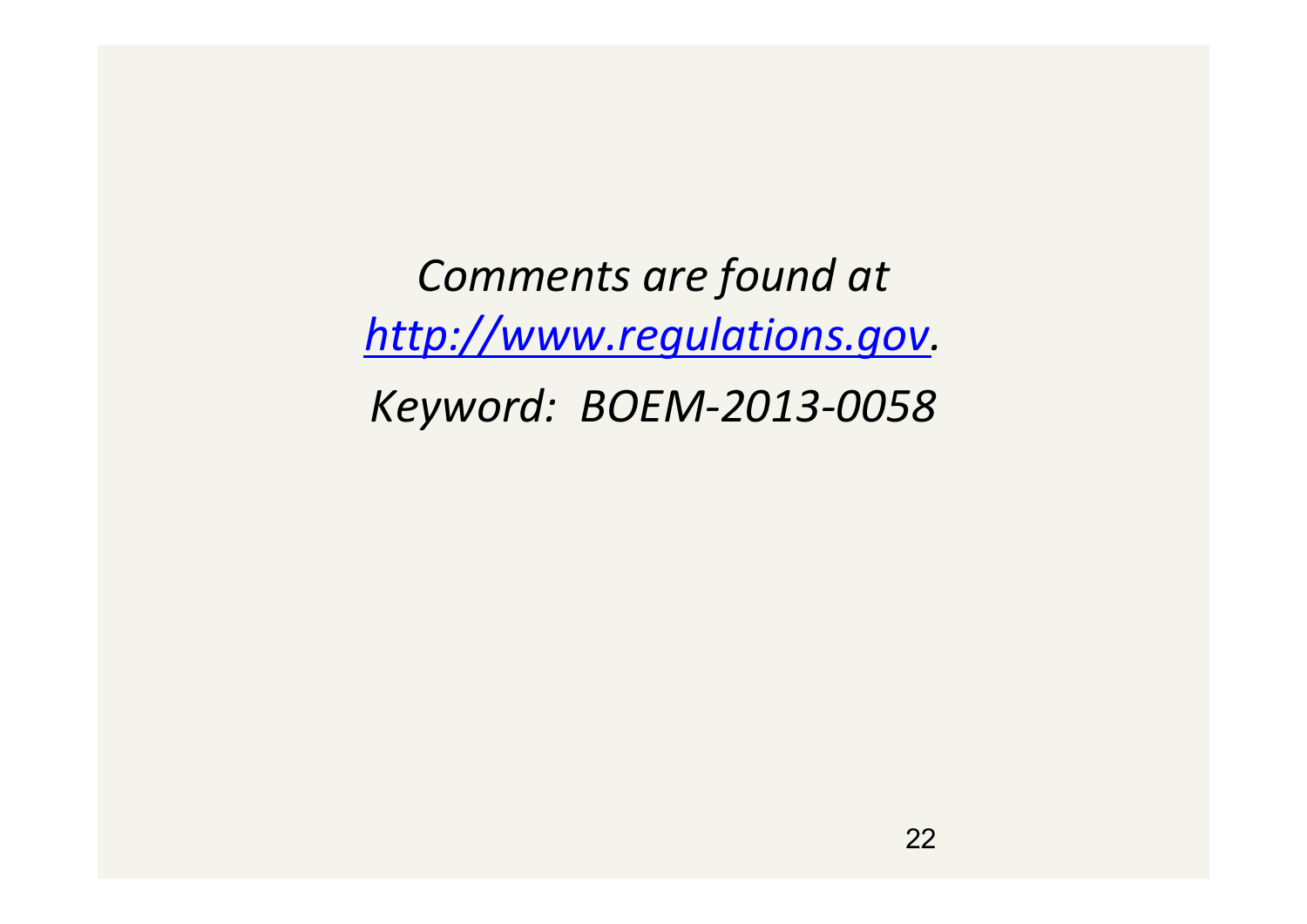*Comments are found at*
*[http://www.regulations.gov](http://www.regulations.gov).*
*Keyword: BOEM-2013-0058*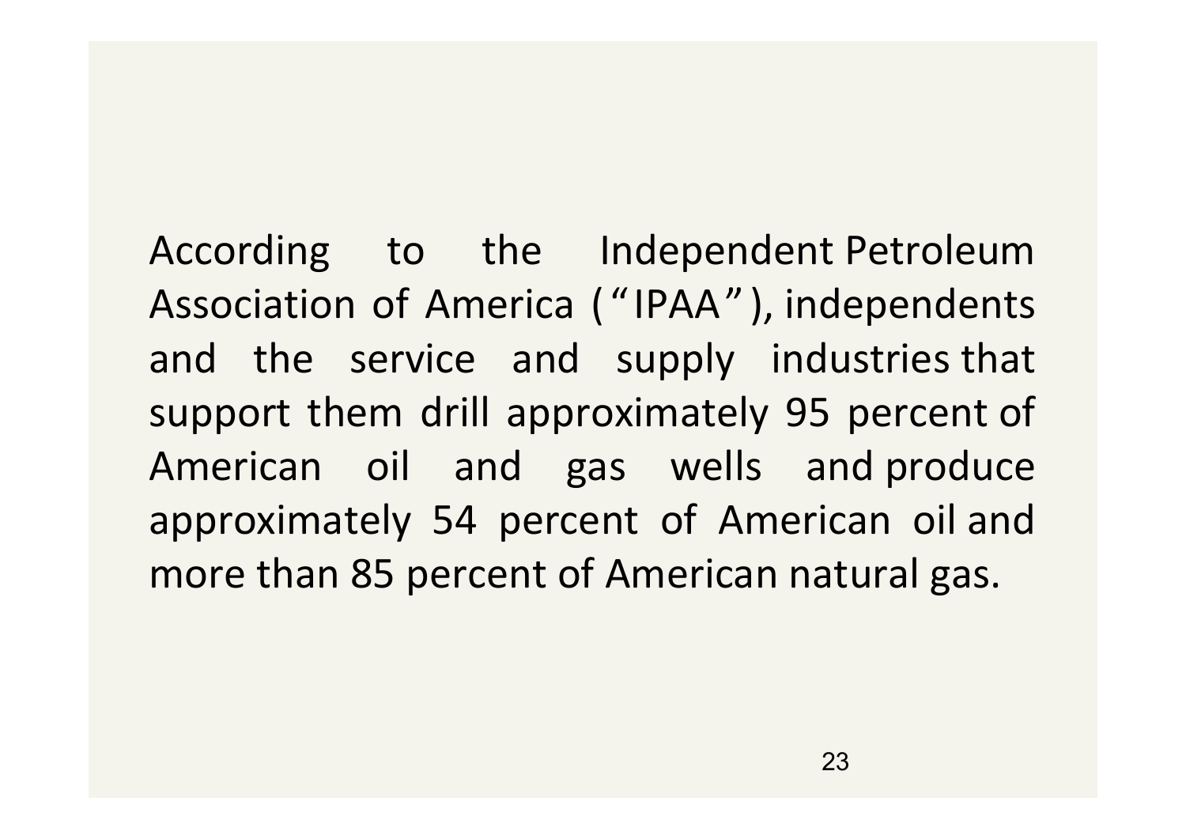According to the Independent Petroleum Association of America ("IPAA"), independents and the service and supply industries that support them drill approximately 95 percent of American oil and gas wells and produce approximately 54 percent of American oil and more than 85 percent of American natural gas.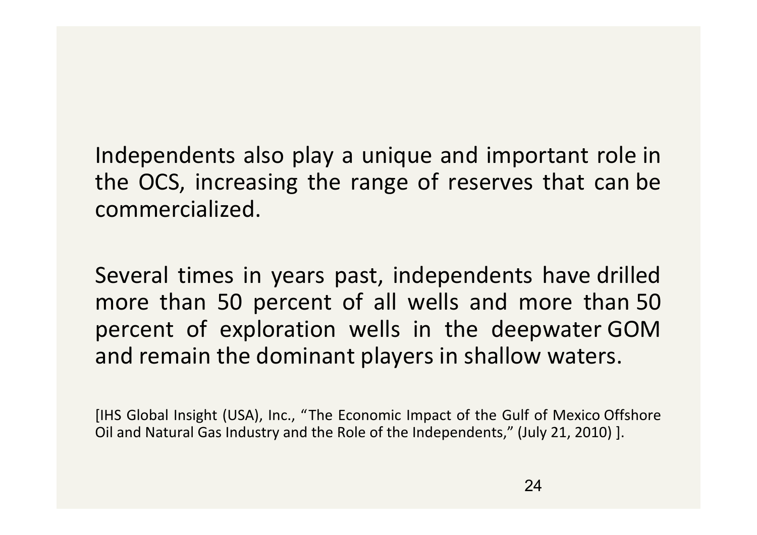Independents also play a unique and important role in the OCS, increasing the range of reserves that can be commercialized.

Several times in years past, independents have drilled more than 50 percent of all wells and more than 50 percent of exploration wells in the deepwater GOM and remain the dominant players in shallow waters.

[IHS Global Insight (USA), Inc., "The Economic Impact of the Gulf of Mexico Offshore Oil and Natural Gas Industry and the Role of the Independents," (July 21, 2010) ].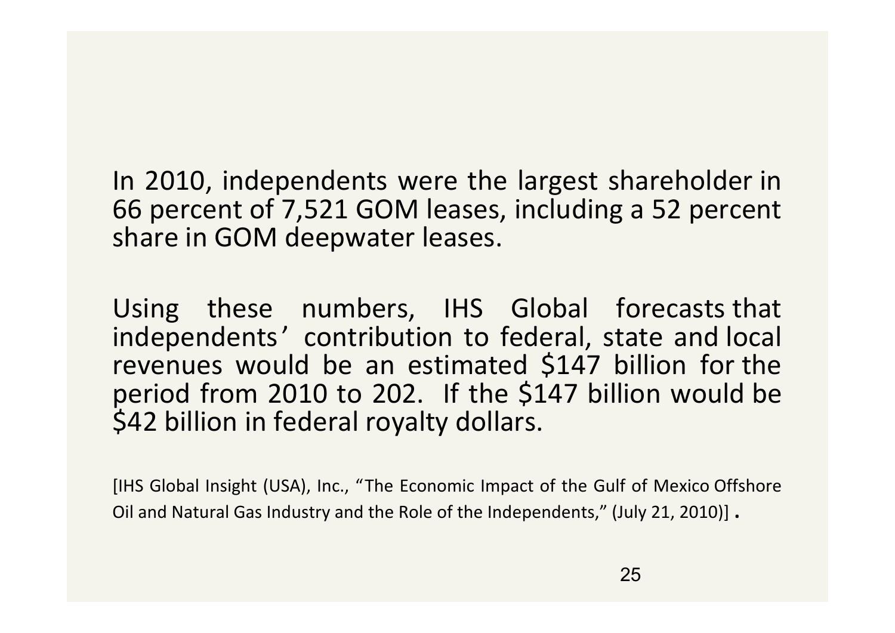In 2010, independents were the largest shareholder in 66 percent of 7,521 GOM leases, including a 52 percent share in GOM deepwater leases.

Using these numbers, IHS Global forecasts that independents' contribution to federal, state and local revenues would be an estimated $147 billion for the period from 2010 to 202. If the $147 billion would be $42 billion in federal royalty dollars.

[IHS Global Insight (USA), Inc., "The Economic Impact of the Gulf of Mexico Offshore Oil and Natural Gas Industry and the Role of the Independents," (July 21, 2010)] .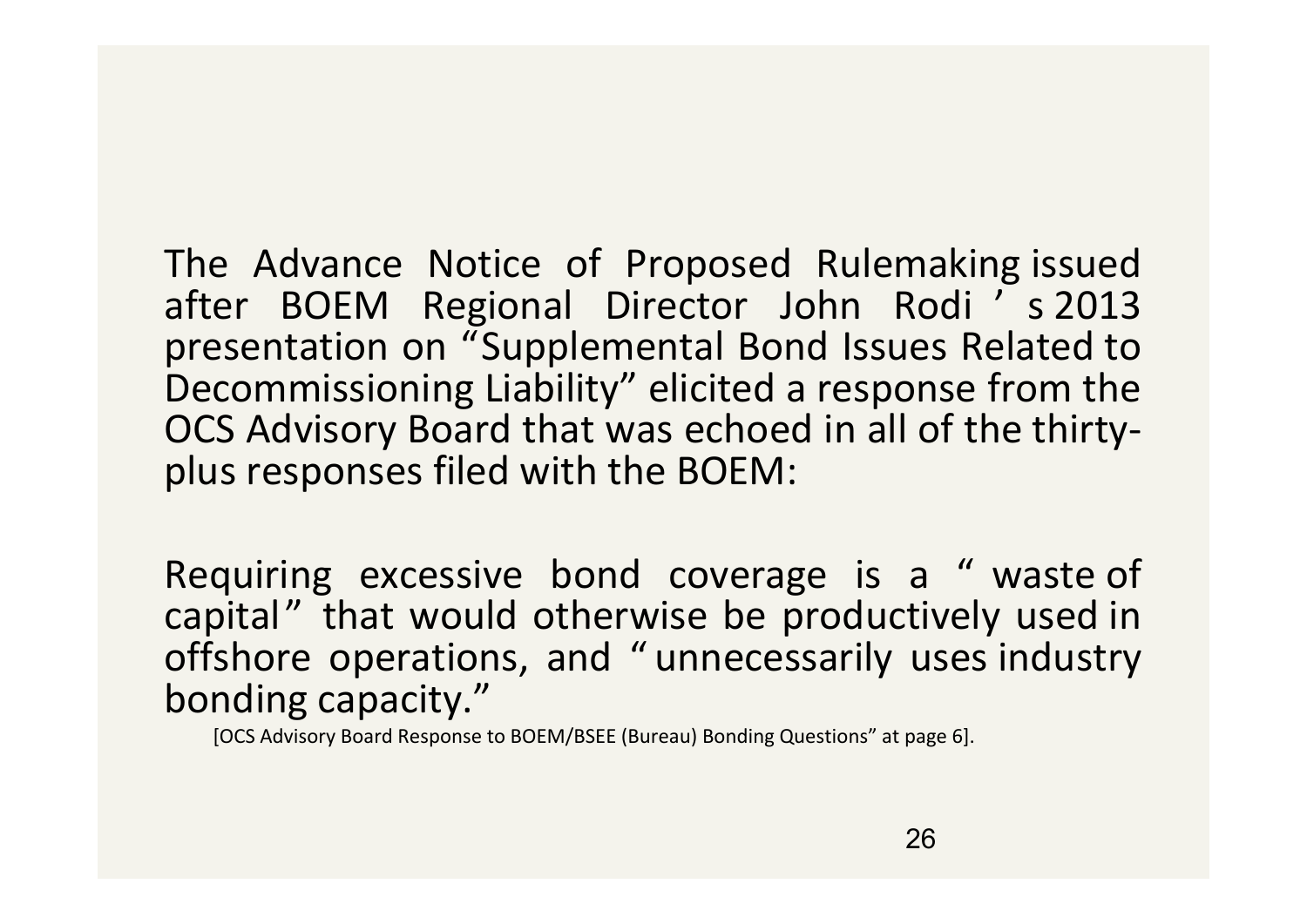The Advance Notice of Proposed Rulemaking issued after BOEM Regional Director John Rodi's 2013 presentation on "Supplemental Bond Issues Related to Decommissioning Liability" elicited a response from the OCS Advisory Board that was echoed in all of the thirty-plus responses filed with the BOEM:

Requiring excessive bond coverage is a "waste of capital" that would otherwise be productively used in offshore operations, and "unnecessarily uses industry bonding capacity."

[OCS Advisory Board Response to BOEM/BSEE (Bureau) Bonding Questions" at page 6].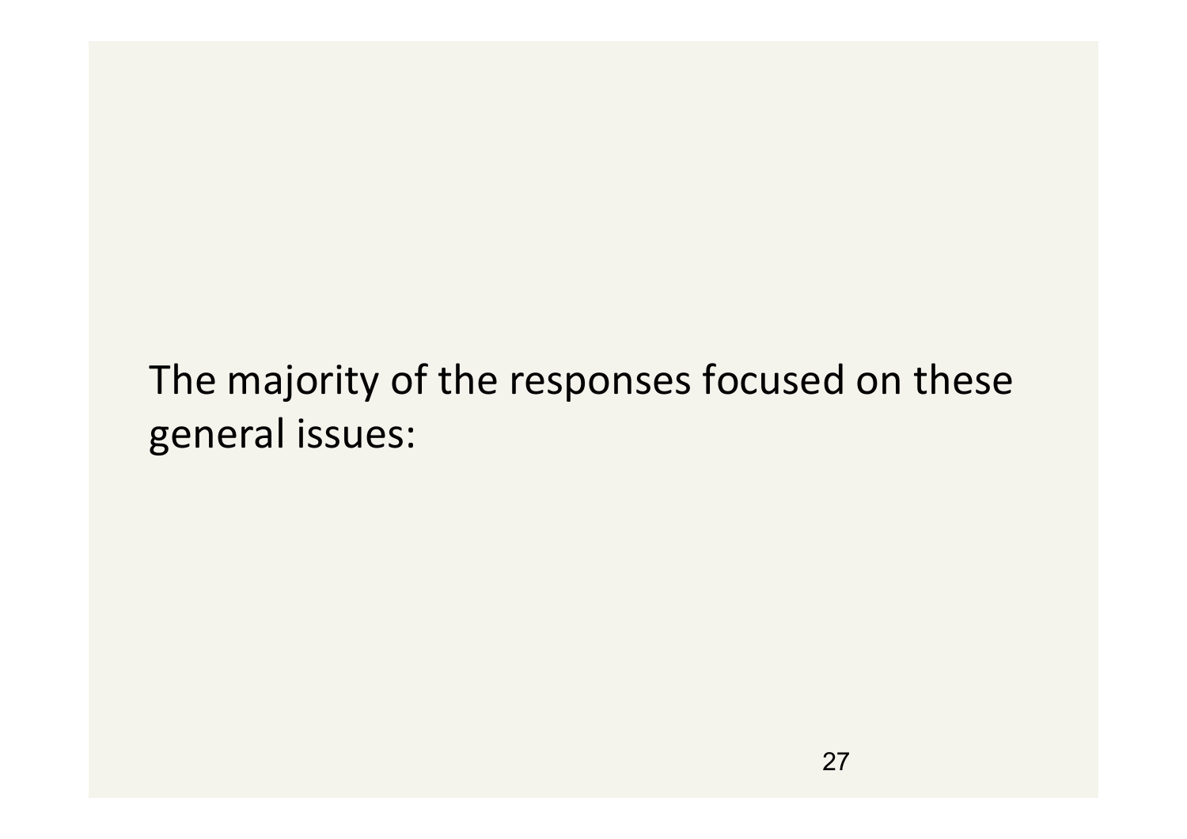The majority of the responses focused on these general issues: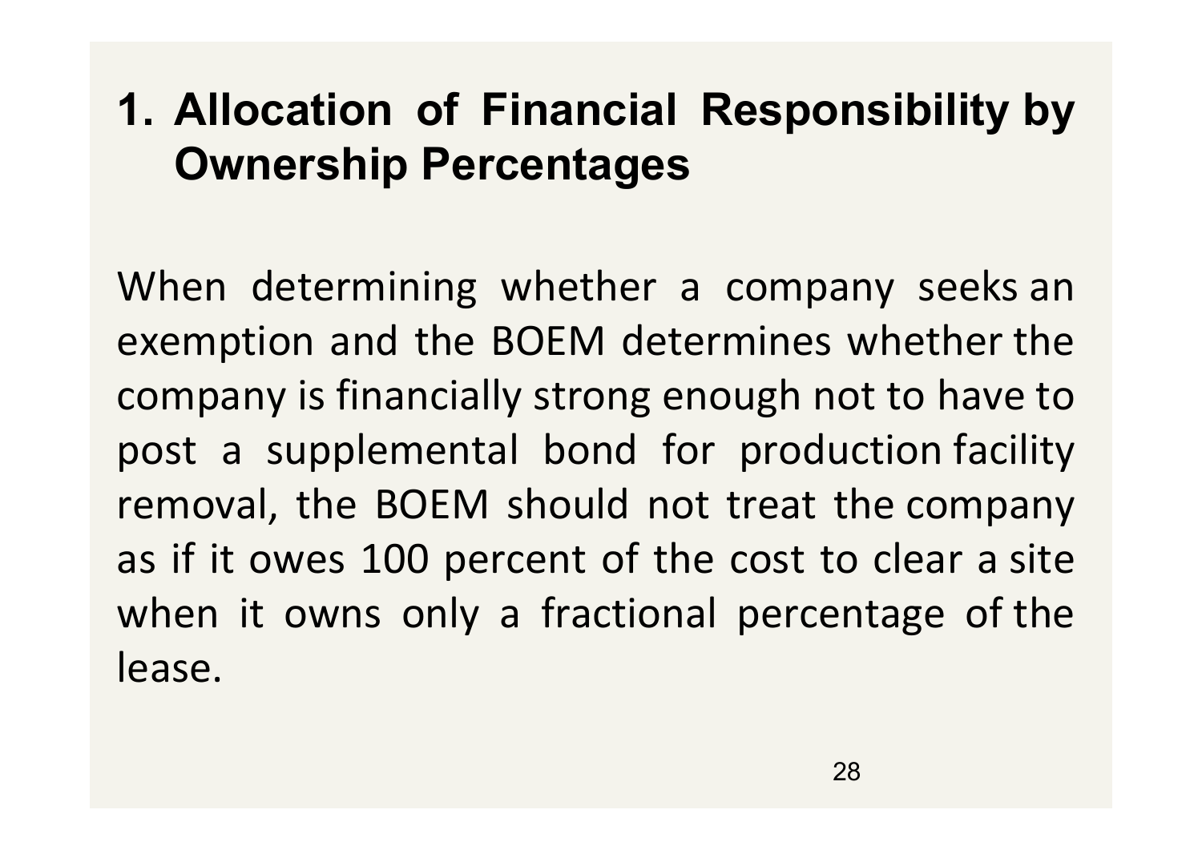## 1. Allocation of Financial Responsibility by Ownership Percentages

When determining whether a company seeks an exemption and the BOEM determines whether the company is financially strong enough not to have to post a supplemental bond for production facility removal, the BOEM should not treat the company as if it owes 100 percent of the cost to clear a site when it owns only a fractional percentage of the lease.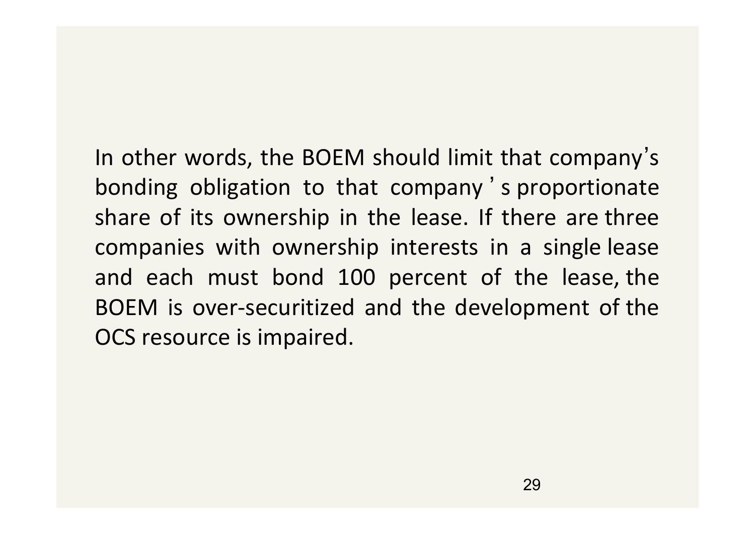In other words, the BOEM should limit that company's bonding obligation to that company's proportionate share of its ownership in the lease. If there are three companies with ownership interests in a single lease and each must bond 100 percent of the lease, the BOEM is over-securitized and the development of the OCS resource is impaired.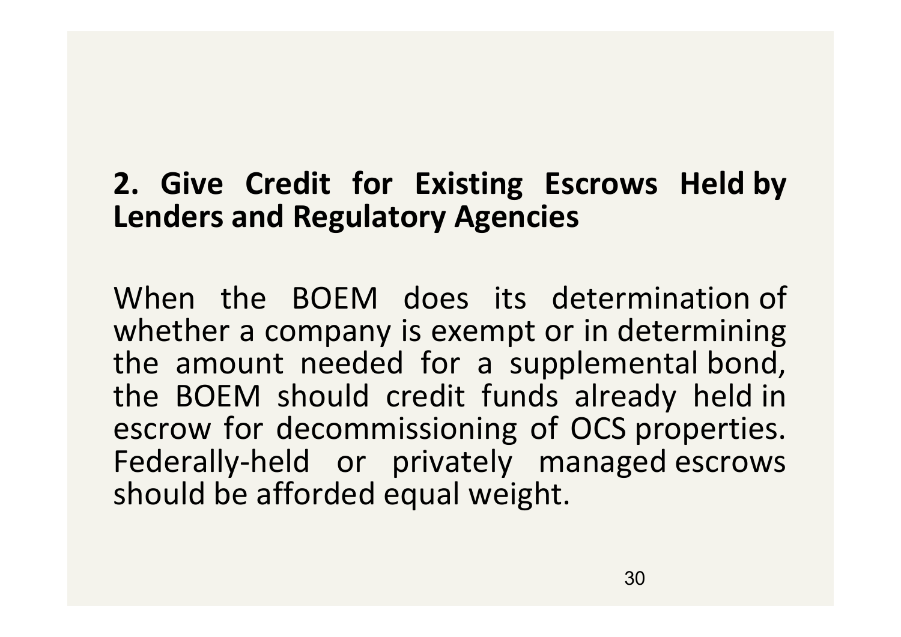## 2. Give Credit for Existing Escrows Held by Lenders and Regulatory Agencies

When the BOEM does its determination of whether a company is exempt or in determining the amount needed for a supplemental bond, the BOEM should credit funds already held in escrow for decommissioning of OCS properties. Federally-held or privately managed escrows should be afforded equal weight.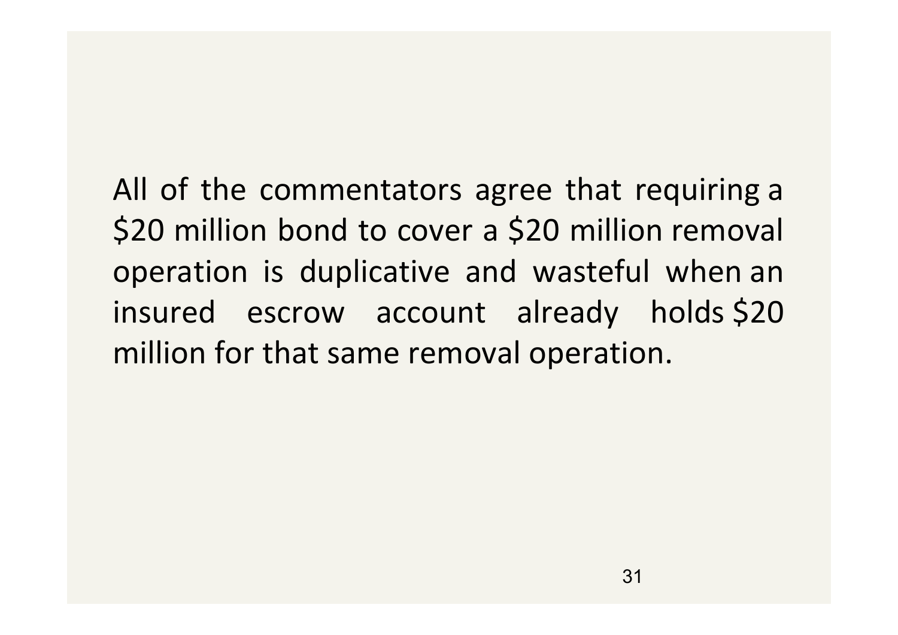All of the commentators agree that requiring a $20 million bond to cover a $20 million removal operation is duplicative and wasteful when an insured escrow account already holds $20 million for that same removal operation.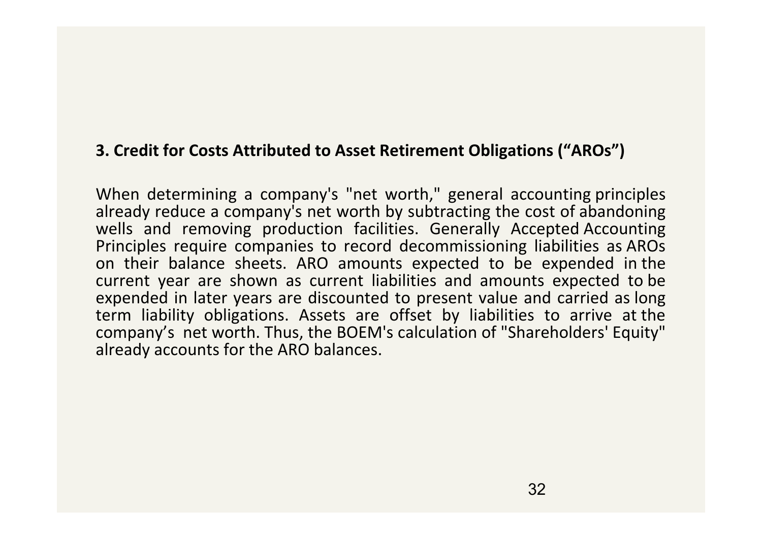### 3. Credit for Costs Attributed to Asset Retirement Obligations ("AROs")

When determining a company's "net worth," general accounting principles already reduce a company's net worth by subtracting the cost of abandoning wells and removing production facilities. Generally Accepted Accounting Principles require companies to record decommissioning liabilities as AROs on their balance sheets. ARO amounts expected to be expended in the current year are shown as current liabilities and amounts expected to be expended in later years are discounted to present value and carried as long term liability obligations. Assets are offset by liabilities to arrive at the company's net worth. Thus, the BOEM's calculation of "Shareholders' Equity" already accounts for the ARO balances.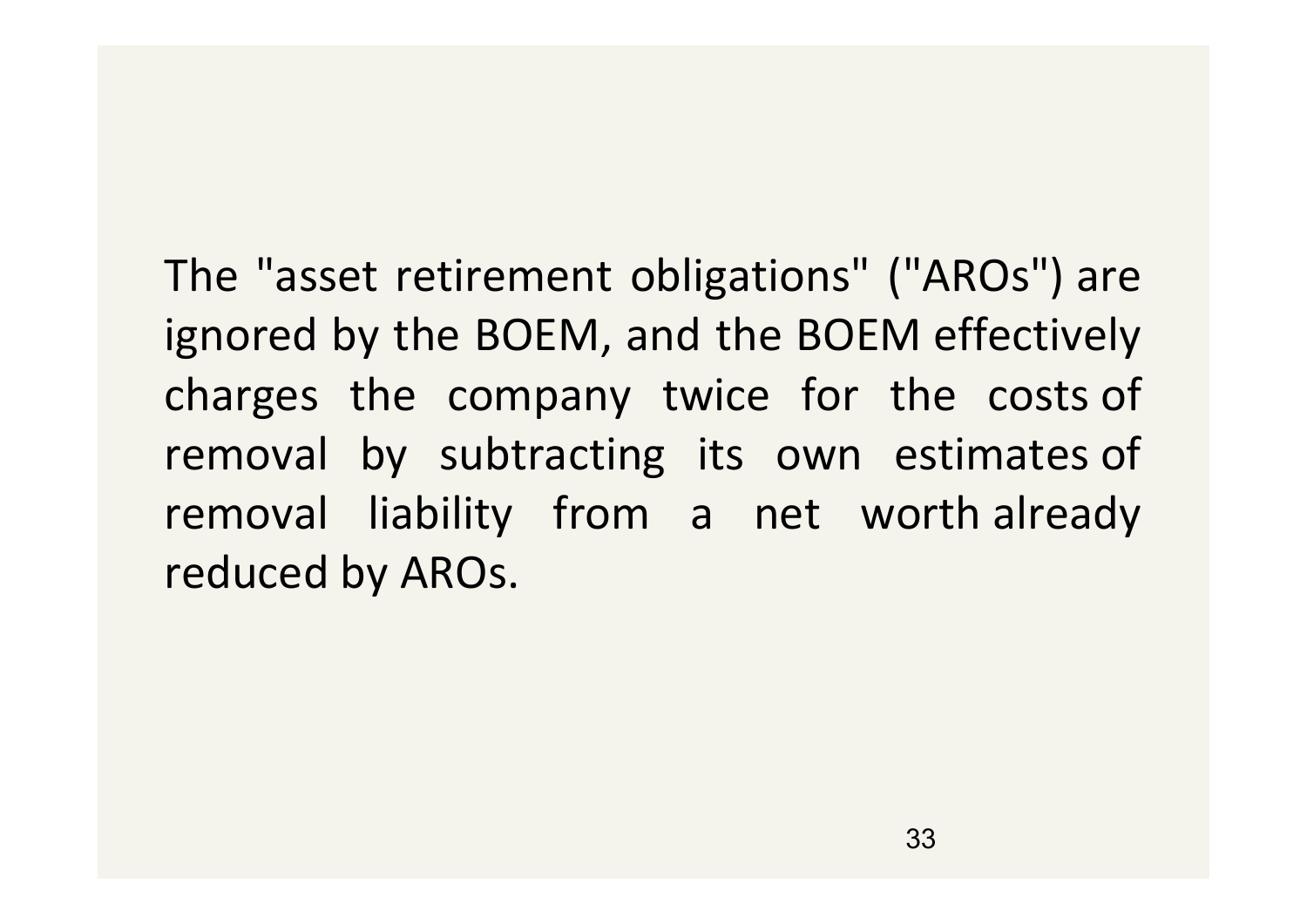The "asset retirement obligations" ("AROs") are ignored by the BOEM, and the BOEM effectively charges the company twice for the costs of removal by subtracting its own estimates of removal liability from a net worth already reduced by AROs.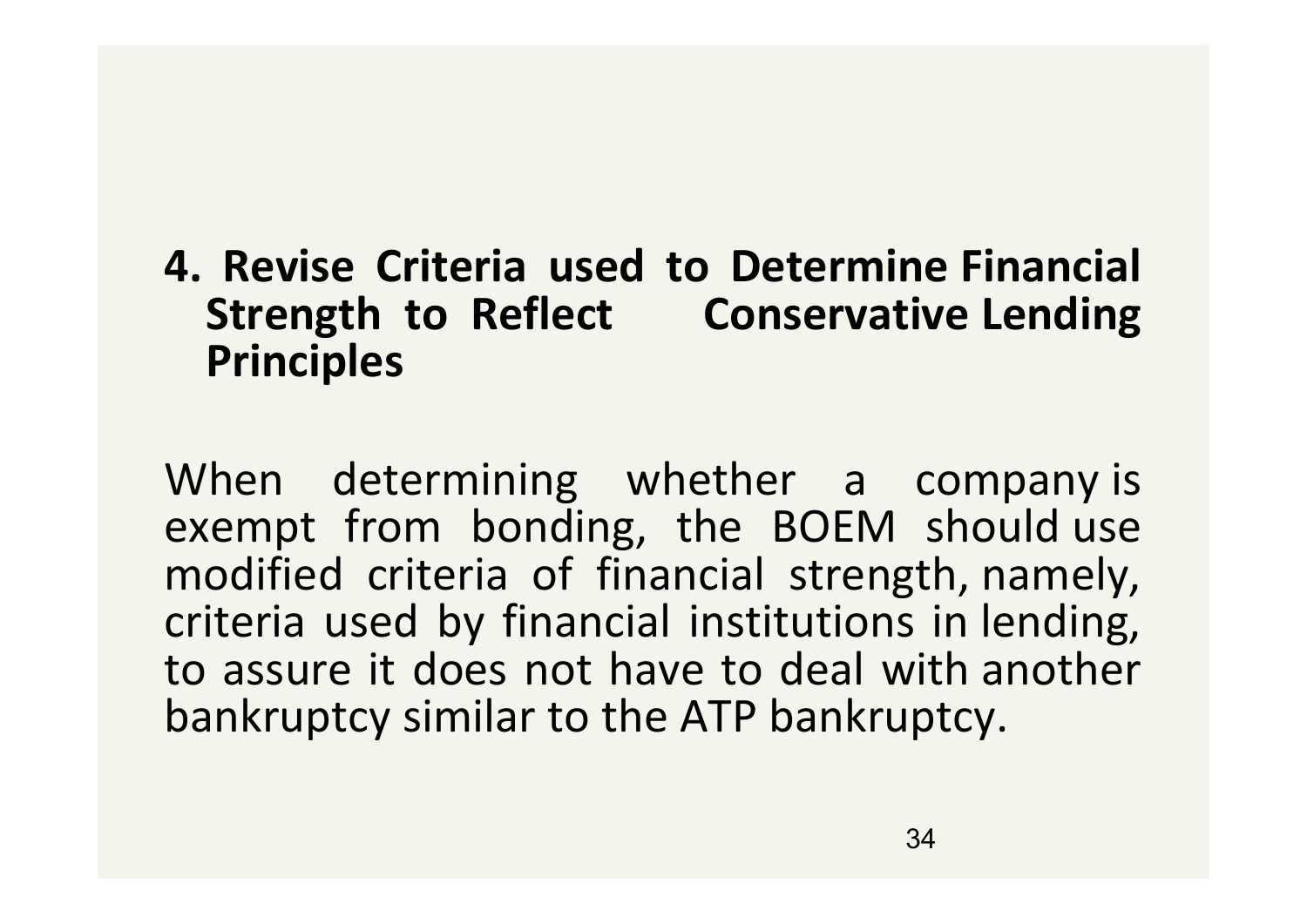## 4. Revise Criteria used to Determine Financial Strength to Reflect Conservative Lending Principles

When determining whether a company is exempt from bonding, the BOEM should use modified criteria of financial strength, namely, criteria used by financial institutions in lending, to assure it does not have to deal with another bankruptcy similar to the ATP bankruptcy.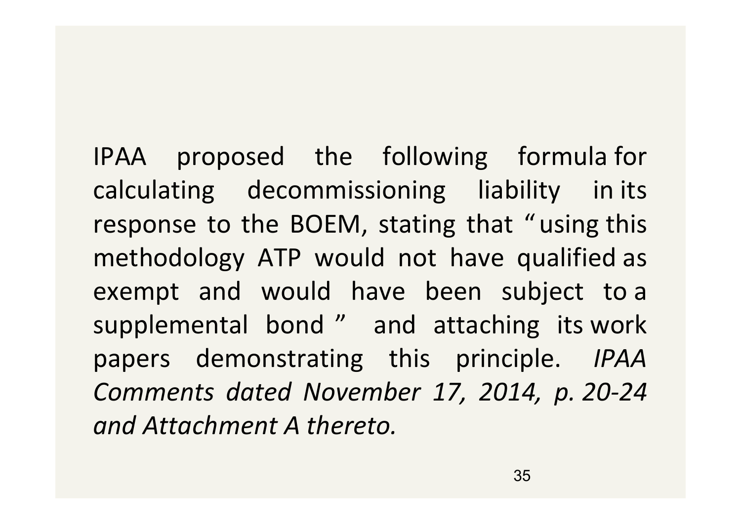IPAA proposed the following formula for calculating decommissioning liability in its response to the BOEM, stating that "using this methodology ATP would not have qualified as exempt and would have been subject to a supplemental bond" and attaching its work papers demonstrating this principle. *IPAA Comments dated November 17, 2014, p. 20-24 and Attachment A thereto.*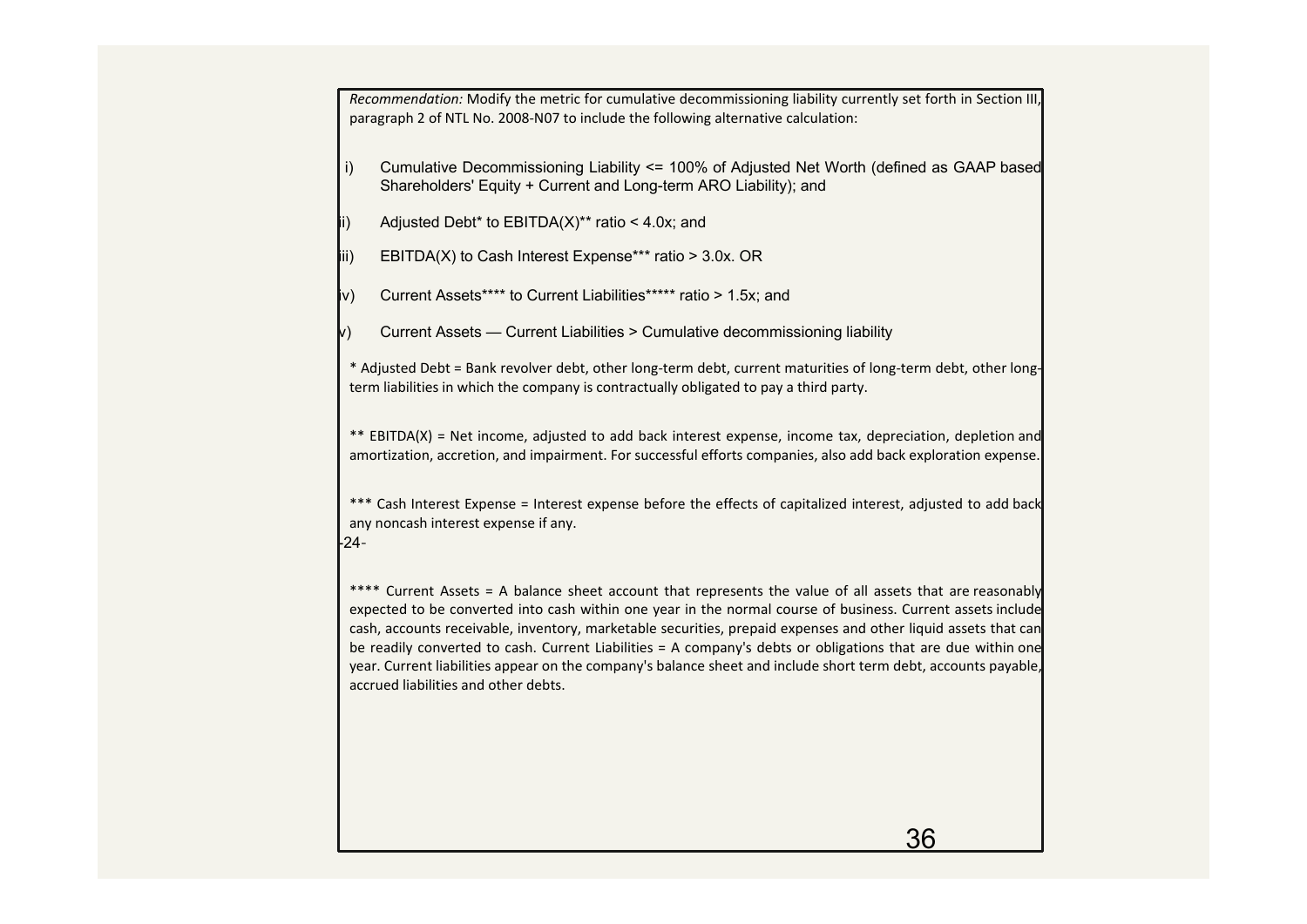*Recommendation:* Modify the metric for cumulative decommissioning liability currently set forth in Section III, paragraph 2 of NTL No. 2008-N07 to include the following alternative calculation:

i) Cumulative Decommissioning Liability <= 100% of Adjusted Net Worth (defined as GAAP based Shareholders' Equity + Current and Long-term ARO Liability); and

ii) Adjusted Debt* to EBITDA(X)** ratio < 4.0x; and

iii) EBITDA(X) to Cash Interest Expense*** ratio > 3.0x. OR

iv) Current Assets**** to Current Liabilities***** ratio > 1.5x; and

v) Current Assets — Current Liabilities > Cumulative decommissioning liability

* Adjusted Debt = Bank revolver debt, other long-term debt, current maturities of long-term debt, other long-term liabilities in which the company is contractually obligated to pay a third party.

** EBITDA(X) = Net income, adjusted to add back interest expense, income tax, depreciation, depletion and amortization, accretion, and impairment. For successful efforts companies, also add back exploration expense.

*** Cash Interest Expense = Interest expense before the effects of capitalized interest, adjusted to add back any noncash interest expense if any.

**** Current Assets = A balance sheet account that represents the value of all assets that are reasonably expected to be converted into cash within one year in the normal course of business. Current assets include cash, accounts receivable, inventory, marketable securities, prepaid expenses and other liquid assets that can be readily converted to cash. Current Liabilities = A company's debts or obligations that are due within one year. Current liabilities appear on the company's balance sheet and include short term debt, accounts payable, accrued liabilities and other debts.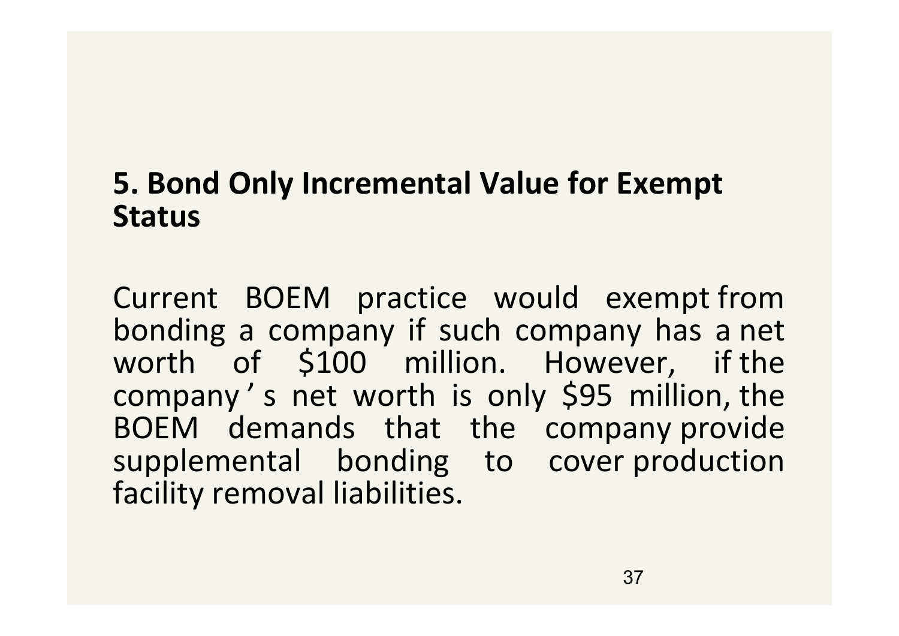## 5. Bond Only Incremental Value for Exempt Status

Current BOEM practice would exempt from bonding a company if such company has a net worth of $100 million. However, if the company's net worth is only $95 million, the BOEM demands that the company provide supplemental bonding to cover production facility removal liabilities.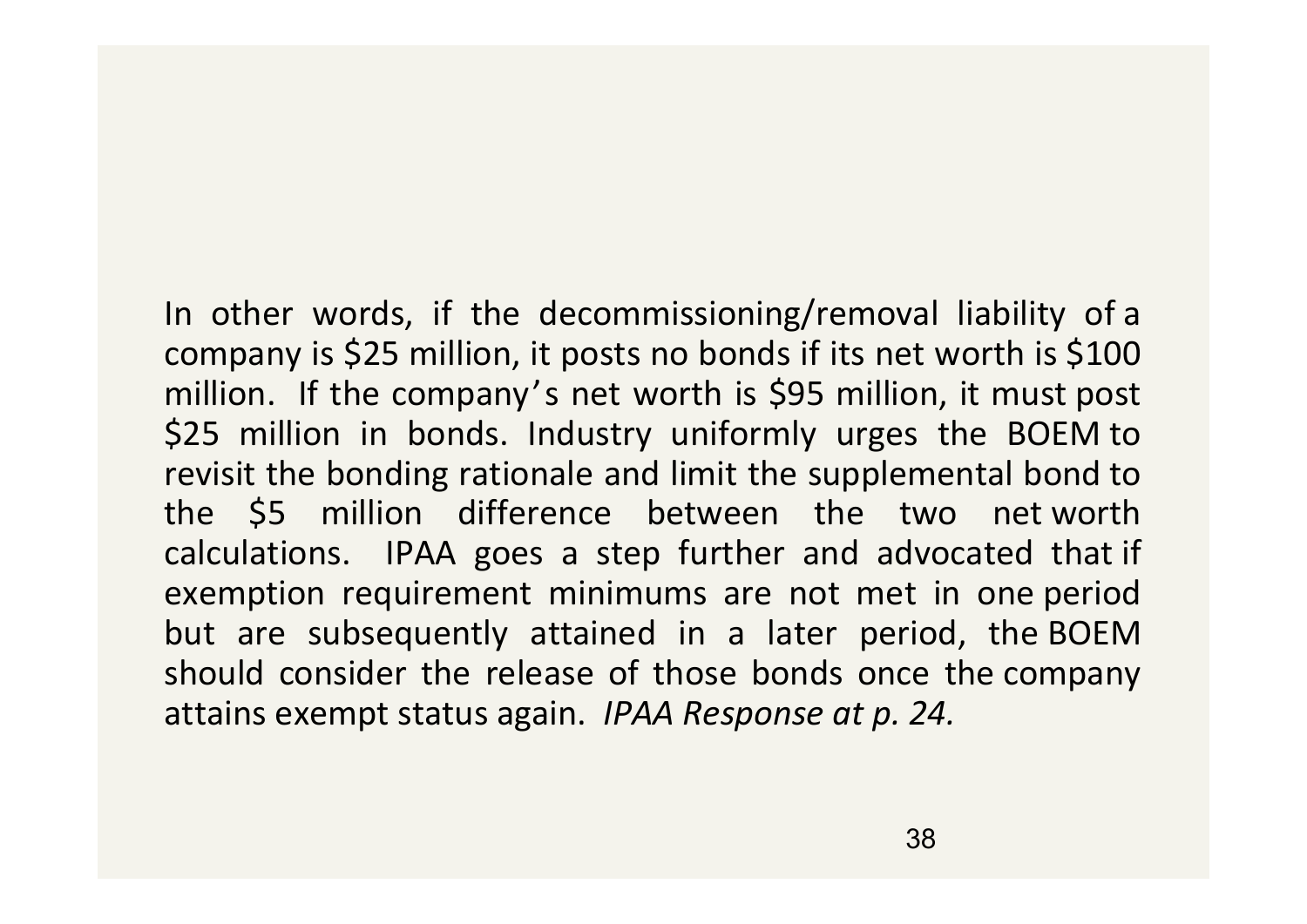In other words, if the decommissioning/removal liability of a company is $25 million, it posts no bonds if its net worth is $100 million. If the company's net worth is $95 million, it must post $25 million in bonds. Industry uniformly urges the BOEM to revisit the bonding rationale and limit the supplemental bond to the $5 million difference between the two net worth calculations. IPAA goes a step further and advocated that if exemption requirement minimums are not met in one period but are subsequently attained in a later period, the BOEM should consider the release of those bonds once the company attains exempt status again. *IPAA Response at p. 24.*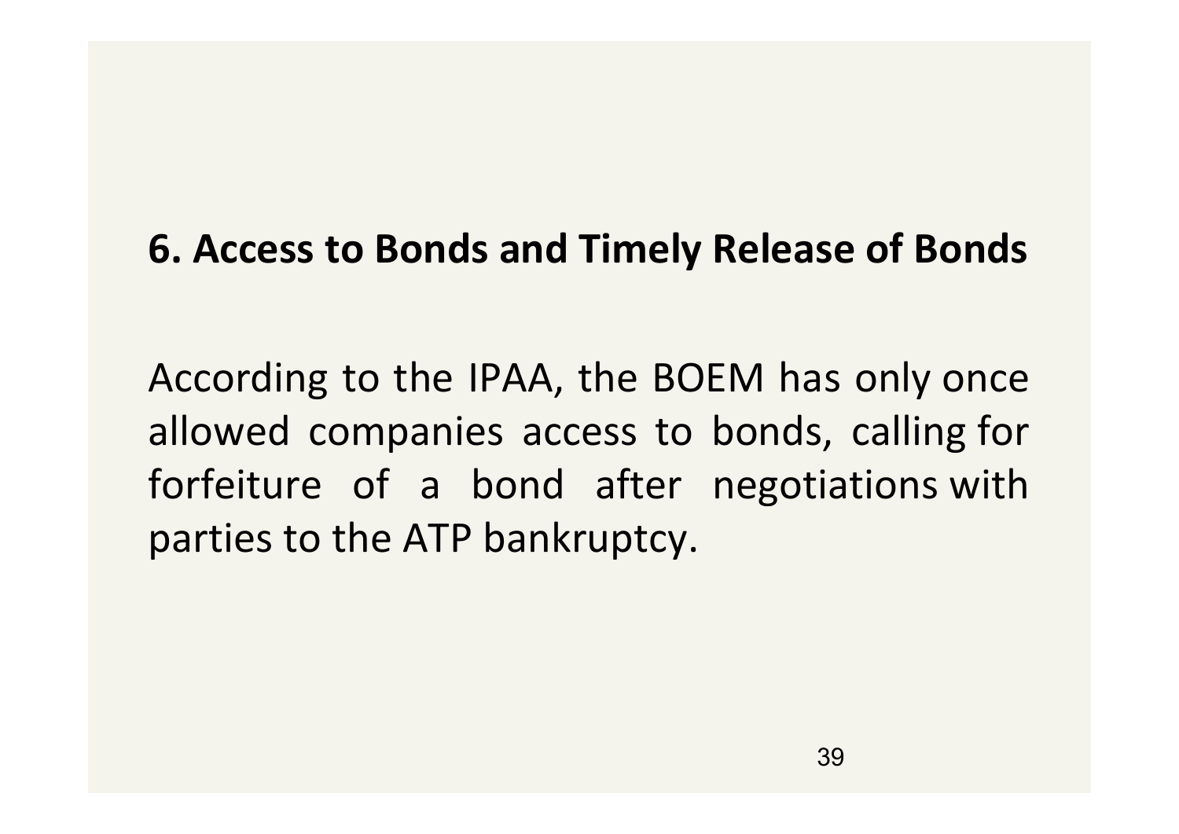## 6. Access to Bonds and Timely Release of Bonds

According to the IPAA, the BOEM has only once allowed companies access to bonds, calling for forfeiture of a bond after negotiations with parties to the ATP bankruptcy.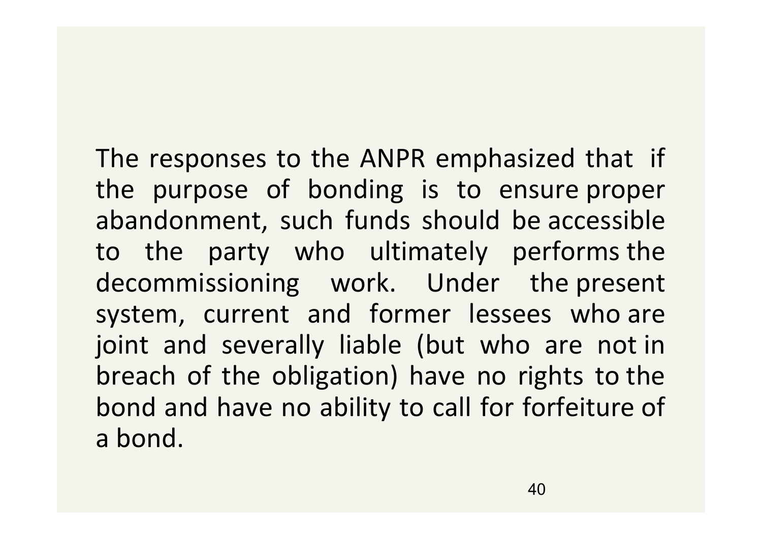The responses to the ANPR emphasized that if the purpose of bonding is to ensure proper abandonment, such funds should be accessible to the party who ultimately performs the decommissioning work. Under the present system, current and former lessees who are joint and severally liable (but who are not in breach of the obligation) have no rights to the bond and have no ability to call for forfeiture of a bond.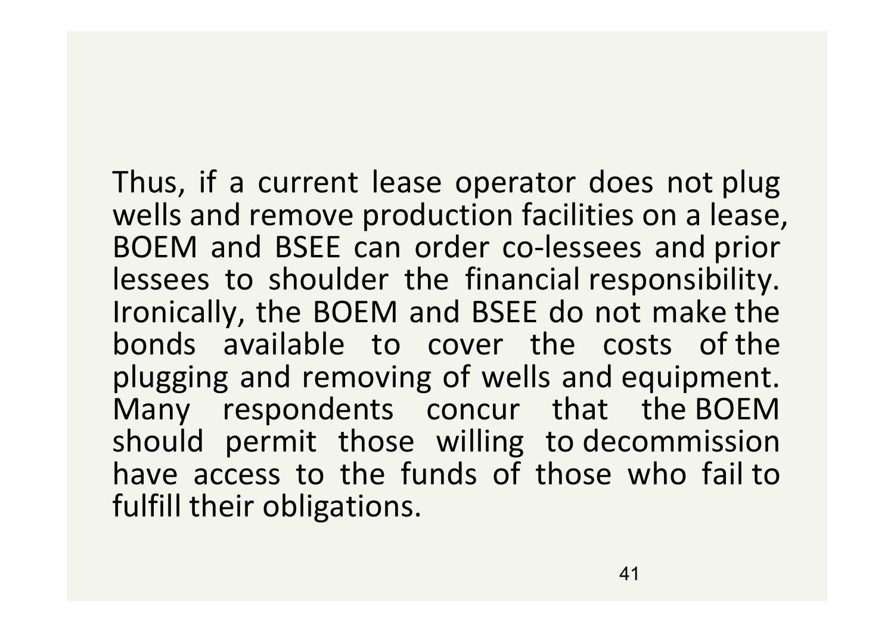Thus, if a current lease operator does not plug wells and remove production facilities on a lease, BOEM and BSEE can order co-lessees and prior lessees to shoulder the financial responsibility. Ironically, the BOEM and BSEE do not make the bonds available to cover the costs of the plugging and removing of wells and equipment. Many respondents concur that the BOEM should permit those willing to decommission have access to the funds of those who fail to fulfill their obligations.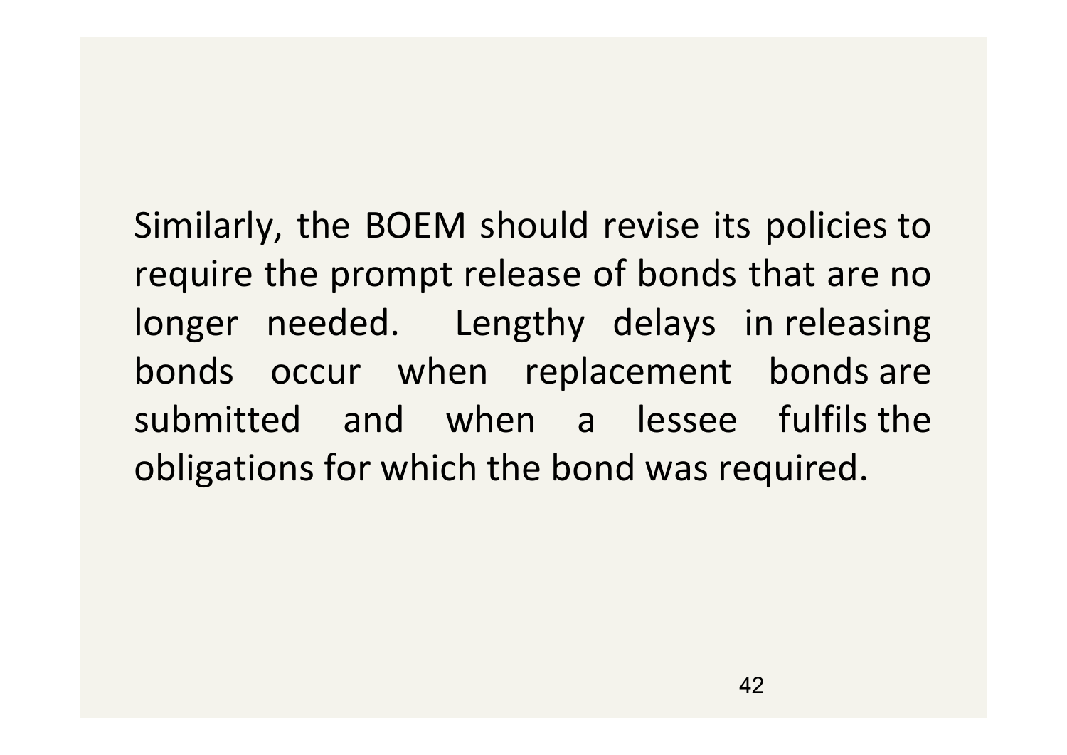Similarly, the BOEM should revise its policies to require the prompt release of bonds that are no longer needed. Lengthy delays in releasing bonds occur when replacement bonds are submitted and when a lessee fulfils the obligations for which the bond was required.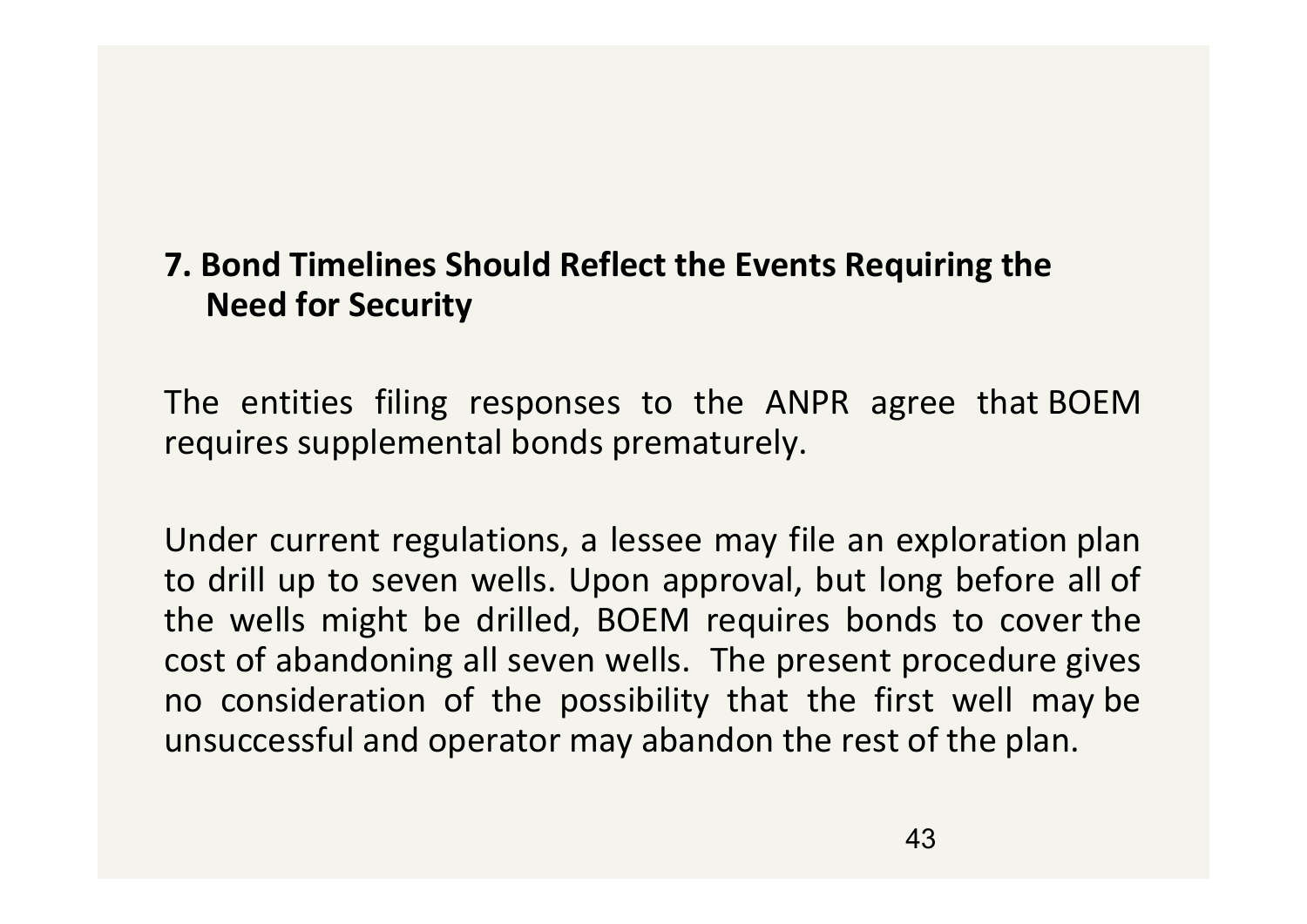## 7. Bond Timelines Should Reflect the Events Requiring the Need for Security

The entities filing responses to the ANPR agree that BOEM requires supplemental bonds prematurely.

Under current regulations, a lessee may file an exploration plan to drill up to seven wells. Upon approval, but long before all of the wells might be drilled, BOEM requires bonds to cover the cost of abandoning all seven wells. The present procedure gives no consideration of the possibility that the first well may be unsuccessful and operator may abandon the rest of the plan.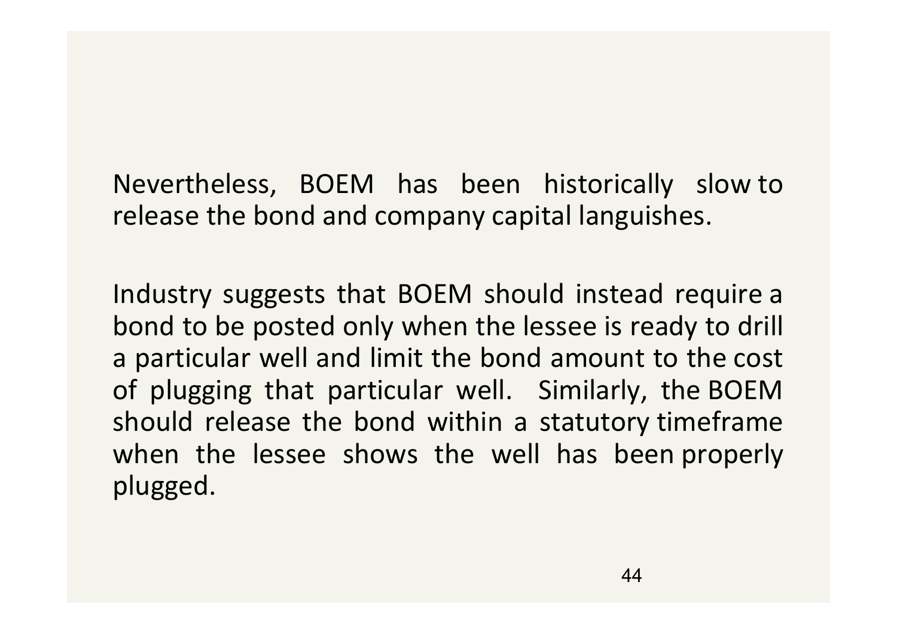Nevertheless, BOEM has been historically slow to release the bond and company capital languishes.

Industry suggests that BOEM should instead require a bond to be posted only when the lessee is ready to drill a particular well and limit the bond amount to the cost of plugging that particular well. Similarly, the BOEM should release the bond within a statutory timeframe when the lessee shows the well has been properly plugged.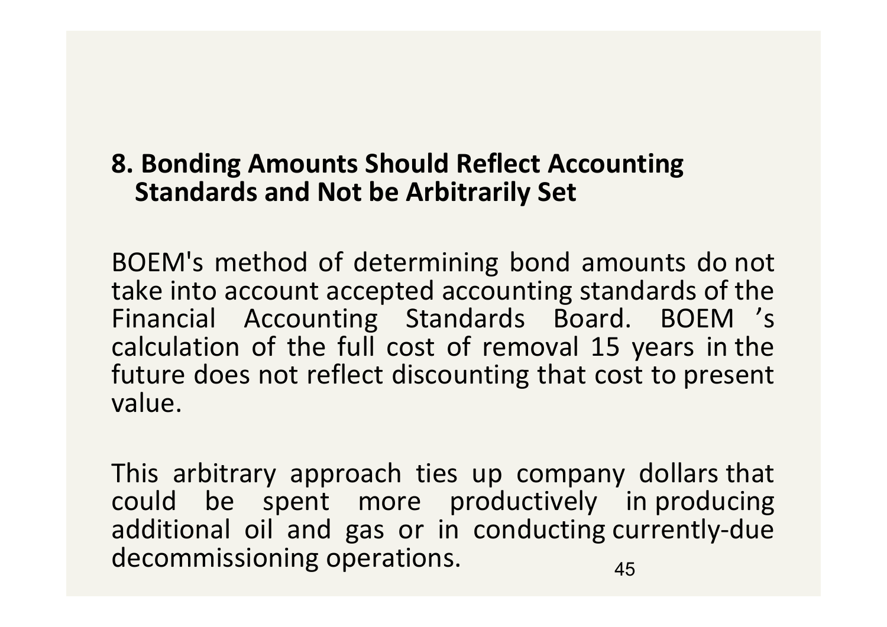## 8. Bonding Amounts Should Reflect Accounting Standards and Not be Arbitrarily Set

BOEM's method of determining bond amounts do not take into account accepted accounting standards of the Financial Accounting Standards Board. BOEM 's calculation of the full cost of removal 15 years in the future does not reflect discounting that cost to present value.

This arbitrary approach ties up company dollars that could be spent more productively in producing additional oil and gas or in conducting currently-due decommissioning operations.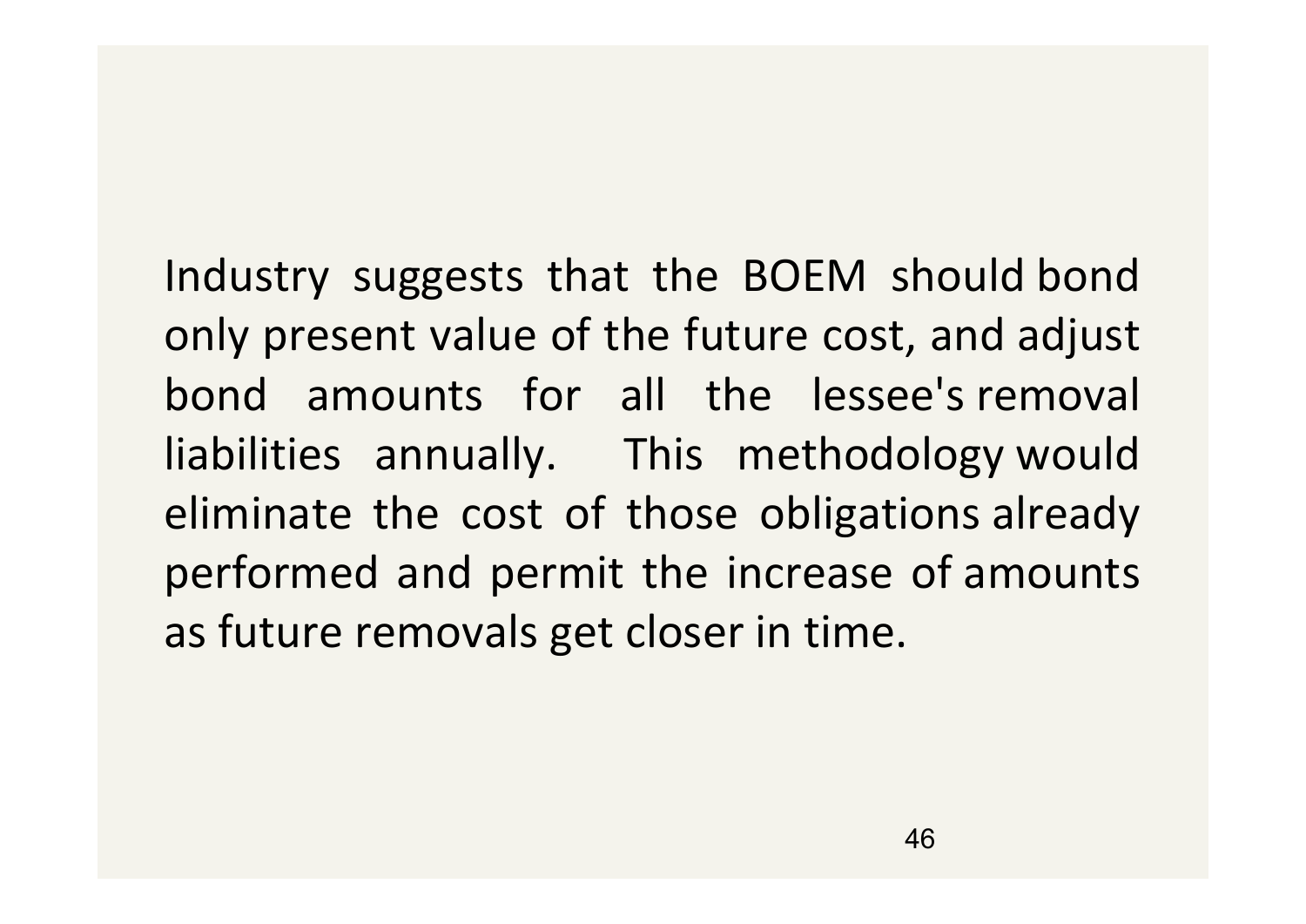Industry suggests that the BOEM should bond only present value of the future cost, and adjust bond amounts for all the lessee's removal liabilities annually. This methodology would eliminate the cost of those obligations already performed and permit the increase of amounts as future removals get closer in time.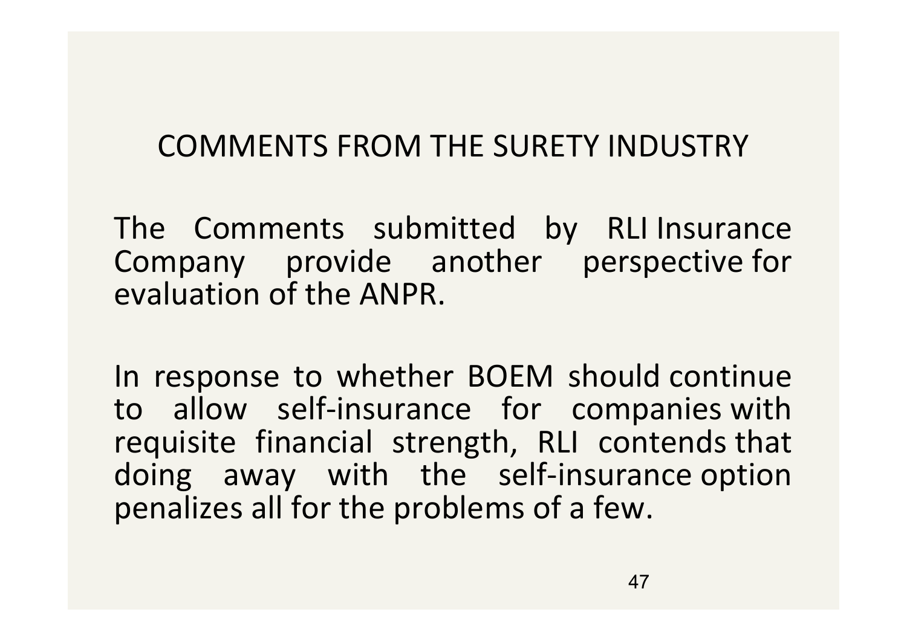## COMMENTS FROM THE SURETY INDUSTRY

The Comments submitted by RLI Insurance Company provide another perspective for evaluation of the ANPR.

In response to whether BOEM should continue to allow self-insurance for companies with requisite financial strength, RLI contends that doing away with the self-insurance option penalizes all for the problems of a few.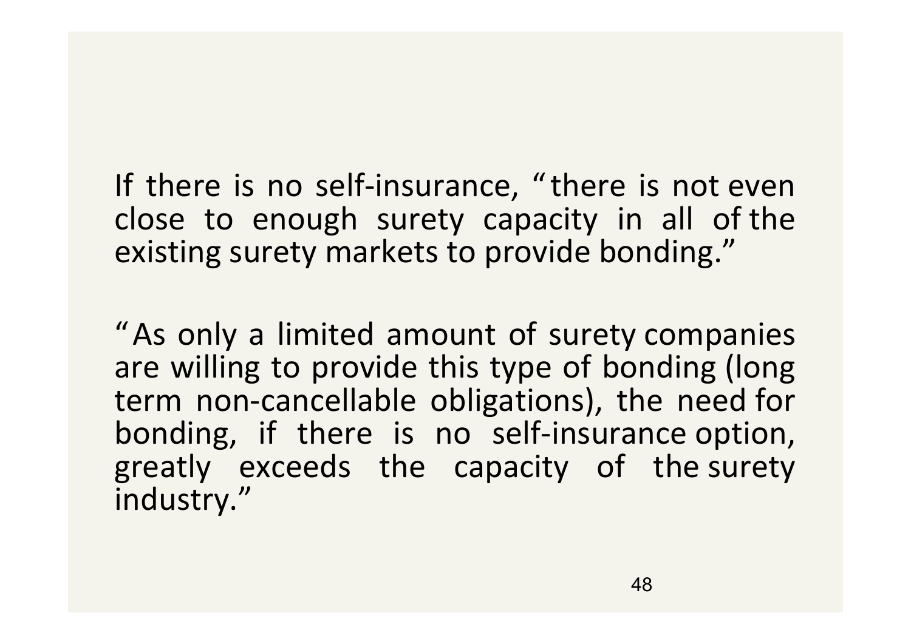If there is no self-insurance, "there is not even close to enough surety capacity in all of the existing surety markets to provide bonding."

"As only a limited amount of surety companies are willing to provide this type of bonding (long term non-cancellable obligations), the need for bonding, if there is no self-insurance option, greatly exceeds the capacity of the surety industry."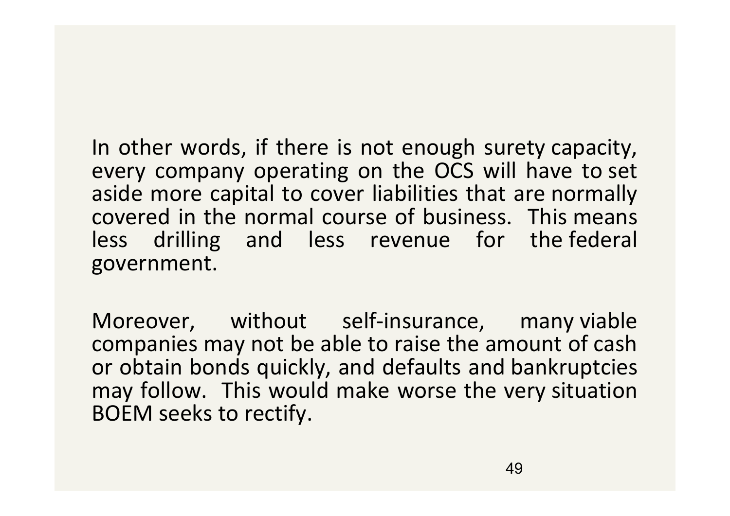In other words, if there is not enough surety capacity, every company operating on the OCS will have to set aside more capital to cover liabilities that are normally covered in the normal course of business. This means less drilling and less revenue for the federal government.

Moreover, without self-insurance, many viable companies may not be able to raise the amount of cash or obtain bonds quickly, and defaults and bankruptcies may follow. This would make worse the very situation BOEM seeks to rectify.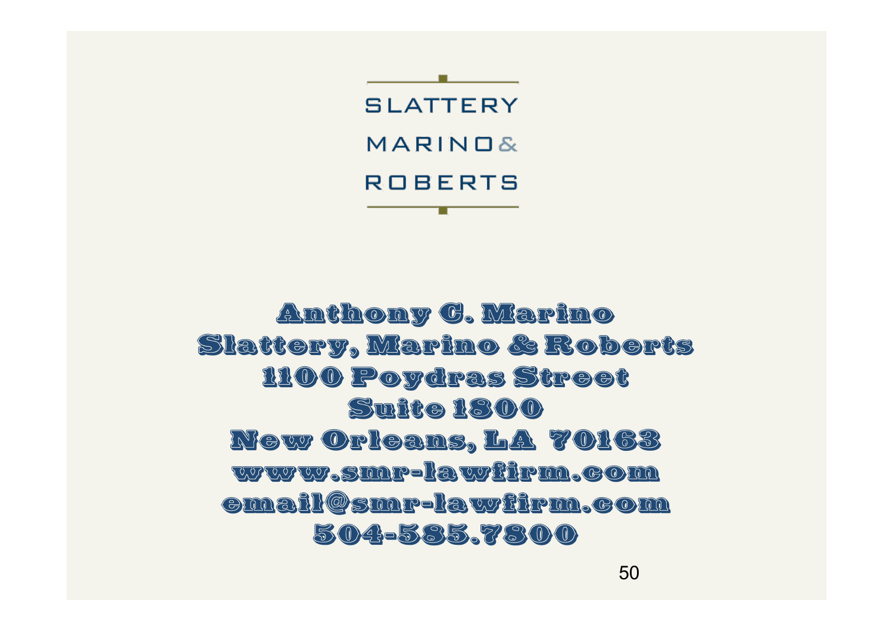SLATTERY

MARINO&

ROBERTS

Anthony C. Marino
Slattery, Marino & Roberts
1100 Poydras Street
Suite 1800
New Orleans, LA 70163
www.smr-lawfirm.com
email@smr-lawfirm.com
504-585.7800